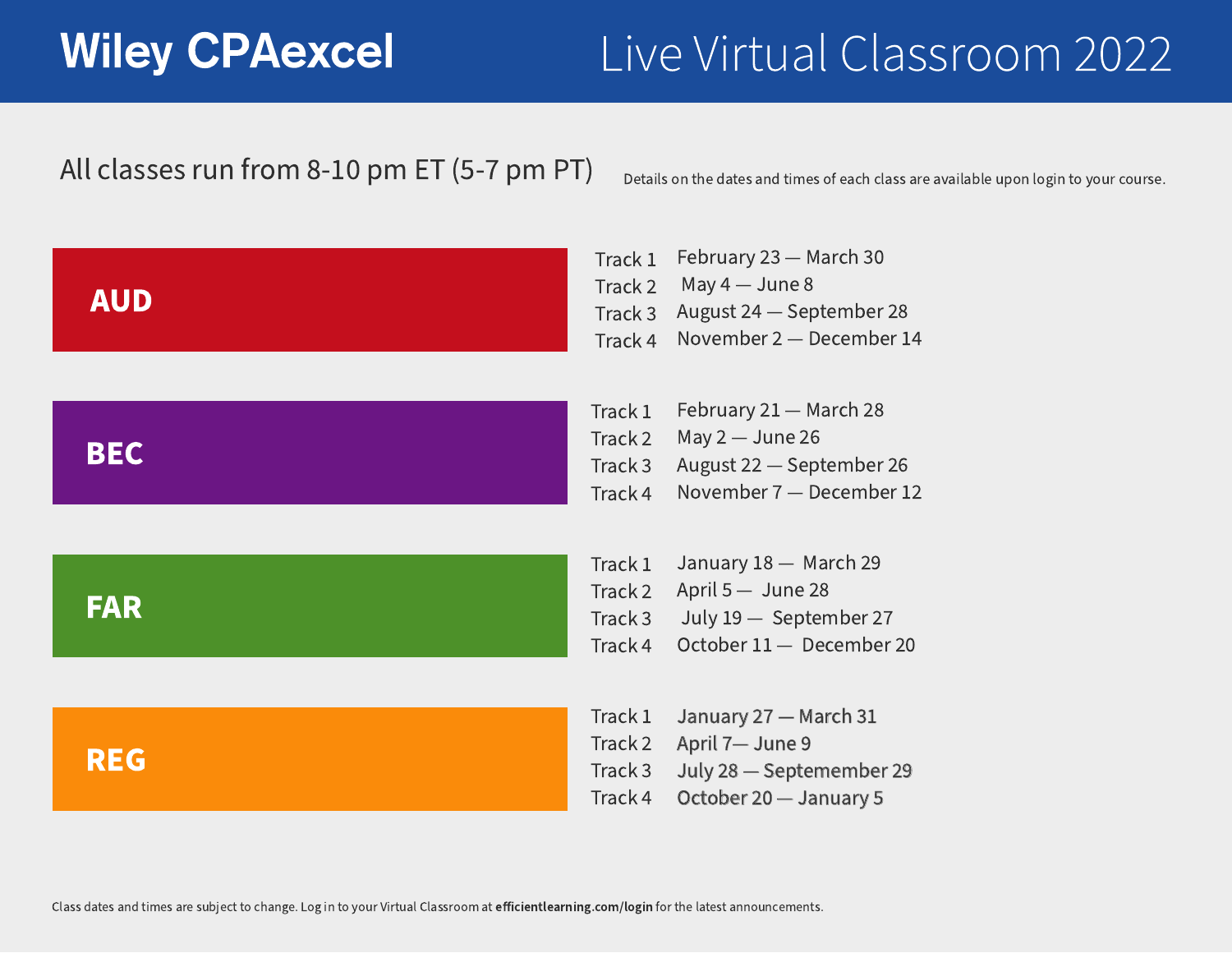# Wiley CPAexcel

## Live Virtual Classroom 2022

All classes run from 8-10 pm ET (5-7 pm PT)

Details on the dates and times of each class are available upon login to your course.

| Section | Track | Dates |
|---|---|---|
| **AUD** | Track 1 | February 23 — March 30 |
| | Track 2 | May 4 — June 8 |
| | Track 3 | August 24 — September 28 |
| | Track 4 | November 2 — December 14 |
| **BEC** | Track 1 | February 21 — March 28 |
| | Track 2 | May 2 — June 26 |
| | Track 3 | August 22 — September 26 |
| | Track 4 | November 7 — December 12 |
| **FAR** | Track 1 | January 18 — March 29 |
| | Track 2 | April 5 — June 28 |
| | Track 3 | July 19 — September 27 |
| | Track 4 | October 11 — December 20 |
| **REG** | Track 1 | January 27 — March 31 |
| | Track 2 | April 7— June 9 |
| | Track 3 | July 28 — Septemember 29 |
| | Track 4 | October 20 — January 5 |

Class dates and times are subject to change. Log in to your Virtual Classroom at **efficientlearning.com/login** for the latest announcements.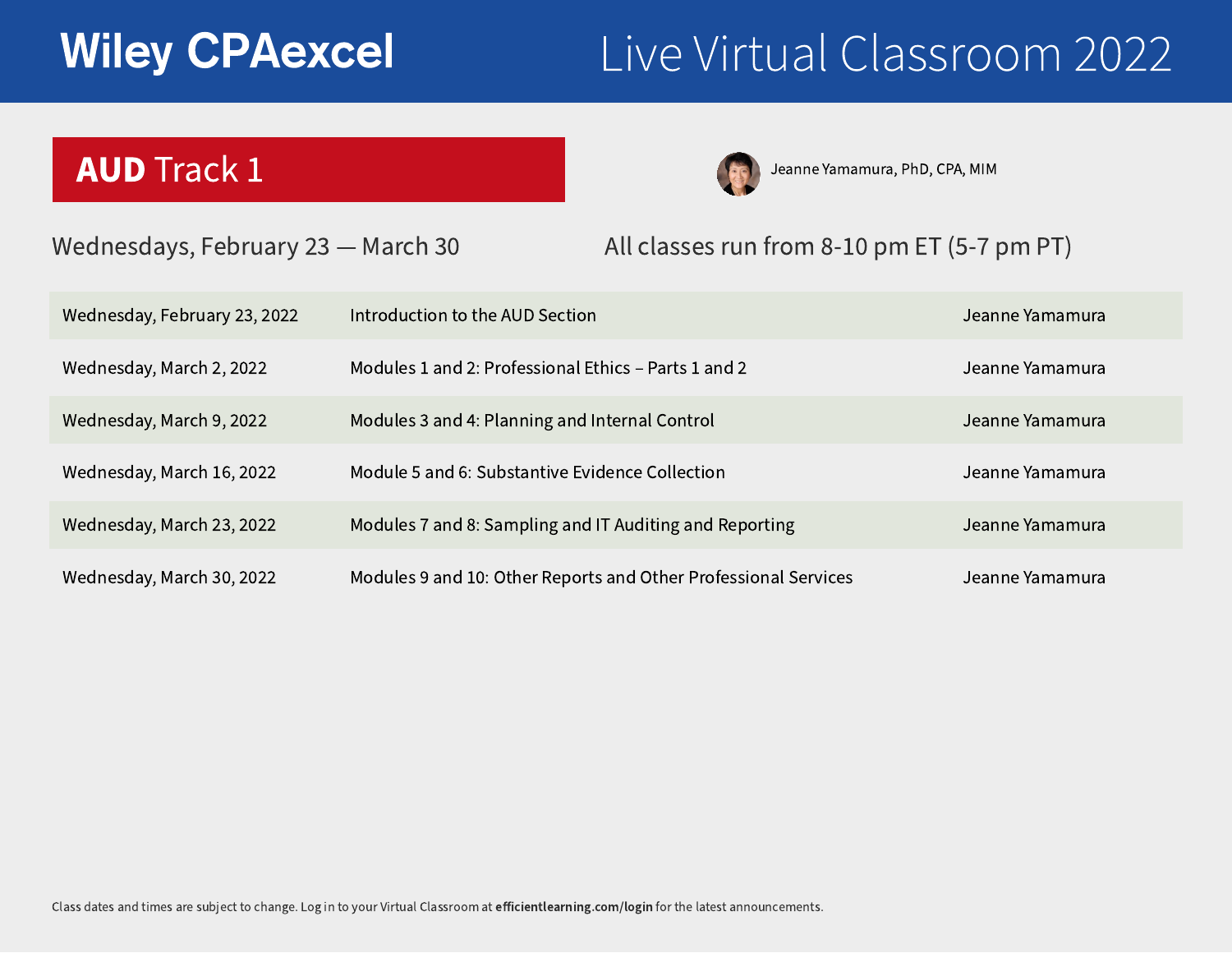# Wiley CPAexcel — Live Virtual Classroom 2022

## AUD Track 1

Jeanne Yamamura, PhD, CPA, MIM

Wednesdays, February 23 — March 30

All classes run from 8-10 pm ET (5-7 pm PT)

| Date | Topic | Instructor |
|---|---|---|
| Wednesday, February 23, 2022 | Introduction to the AUD Section | Jeanne Yamamura |
| Wednesday, March 2, 2022 | Modules 1 and 2: Professional Ethics – Parts 1 and 2 | Jeanne Yamamura |
| Wednesday, March 9, 2022 | Modules 3 and 4: Planning and Internal Control | Jeanne Yamamura |
| Wednesday, March 16, 2022 | Module 5 and 6: Substantive Evidence Collection | Jeanne Yamamura |
| Wednesday, March 23, 2022 | Modules 7 and 8: Sampling and IT Auditing and Reporting | Jeanne Yamamura |
| Wednesday, March 30, 2022 | Modules 9 and 10: Other Reports and Other Professional Services | Jeanne Yamamura |

Class dates and times are subject to change. Log in to your Virtual Classroom at **efficientlearning.com/login** for the latest announcements.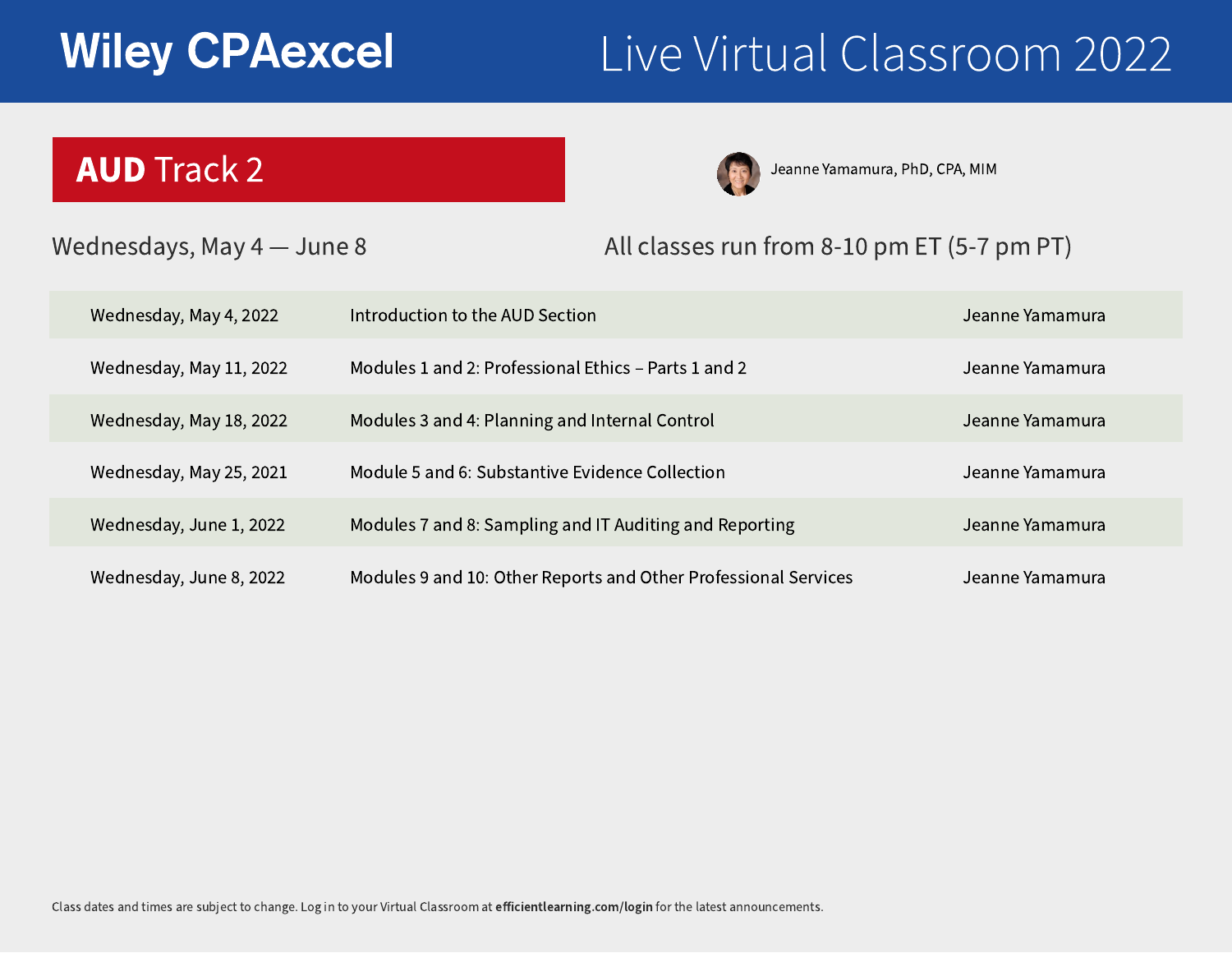# Wiley CPAexcel

## Live Virtual Classroom 2022

## AUD Track 2

Jeanne Yamamura, PhD, CPA, MIM

Wednesdays, May 4 — June 8

All classes run from 8-10 pm ET (5-7 pm PT)

| | | |
|---|---|---|
| Wednesday, May 4, 2022 | Introduction to the AUD Section | Jeanne Yamamura |
| Wednesday, May 11, 2022 | Modules 1 and 2: Professional Ethics – Parts 1 and 2 | Jeanne Yamamura |
| Wednesday, May 18, 2022 | Modules 3 and 4: Planning and Internal Control | Jeanne Yamamura |
| Wednesday, May 25, 2021 | Module 5 and 6: Substantive Evidence Collection | Jeanne Yamamura |
| Wednesday, June 1, 2022 | Modules 7 and 8: Sampling and IT Auditing and Reporting | Jeanne Yamamura |
| Wednesday, June 8, 2022 | Modules 9 and 10: Other Reports and Other Professional Services | Jeanne Yamamura |

Class dates and times are subject to change. Log in to your Virtual Classroom at **efficientlearning.com/login** for the latest announcements.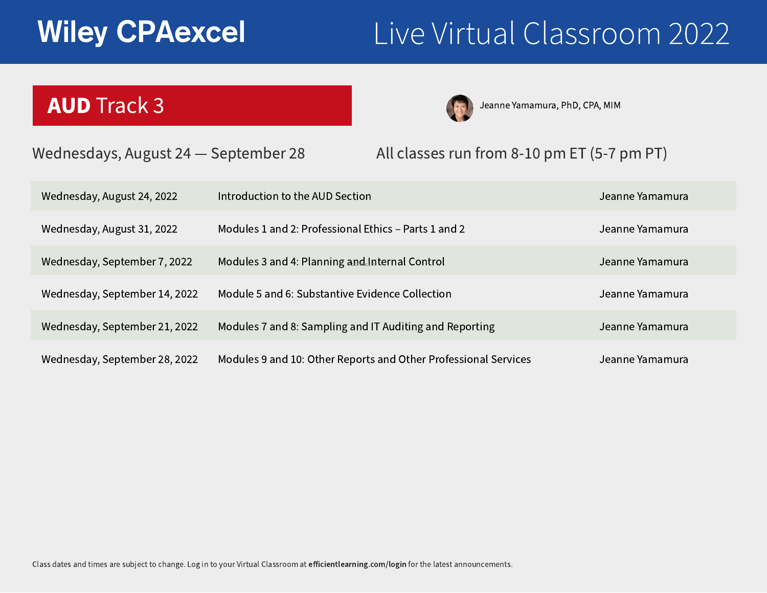# Wiley CPAexcel Live Virtual Classroom 2022

## AUD Track 3

Jeanne Yamamura, PhD, CPA, MIM

Wednesdays, August 24 — September 28

All classes run from 8-10 pm ET (5-7 pm PT)

| Date | Topic | Instructor |
| --- | --- | --- |
| Wednesday, August 24, 2022 | Introduction to the AUD Section | Jeanne Yamamura |
| Wednesday, August 31, 2022 | Modules 1 and 2: Professional Ethics – Parts 1 and 2 | Jeanne Yamamura |
| Wednesday, September 7, 2022 | Modules 3 and 4: Planning and Internal Control | Jeanne Yamamura |
| Wednesday, September 14, 2022 | Module 5 and 6: Substantive Evidence Collection | Jeanne Yamamura |
| Wednesday, September 21, 2022 | Modules 7 and 8: Sampling and IT Auditing and Reporting | Jeanne Yamamura |
| Wednesday, September 28, 2022 | Modules 9 and 10: Other Reports and Other Professional Services | Jeanne Yamamura |

Class dates and times are subject to change. Log in to your Virtual Classroom at **efficientlearning.com/login** for the latest announcements.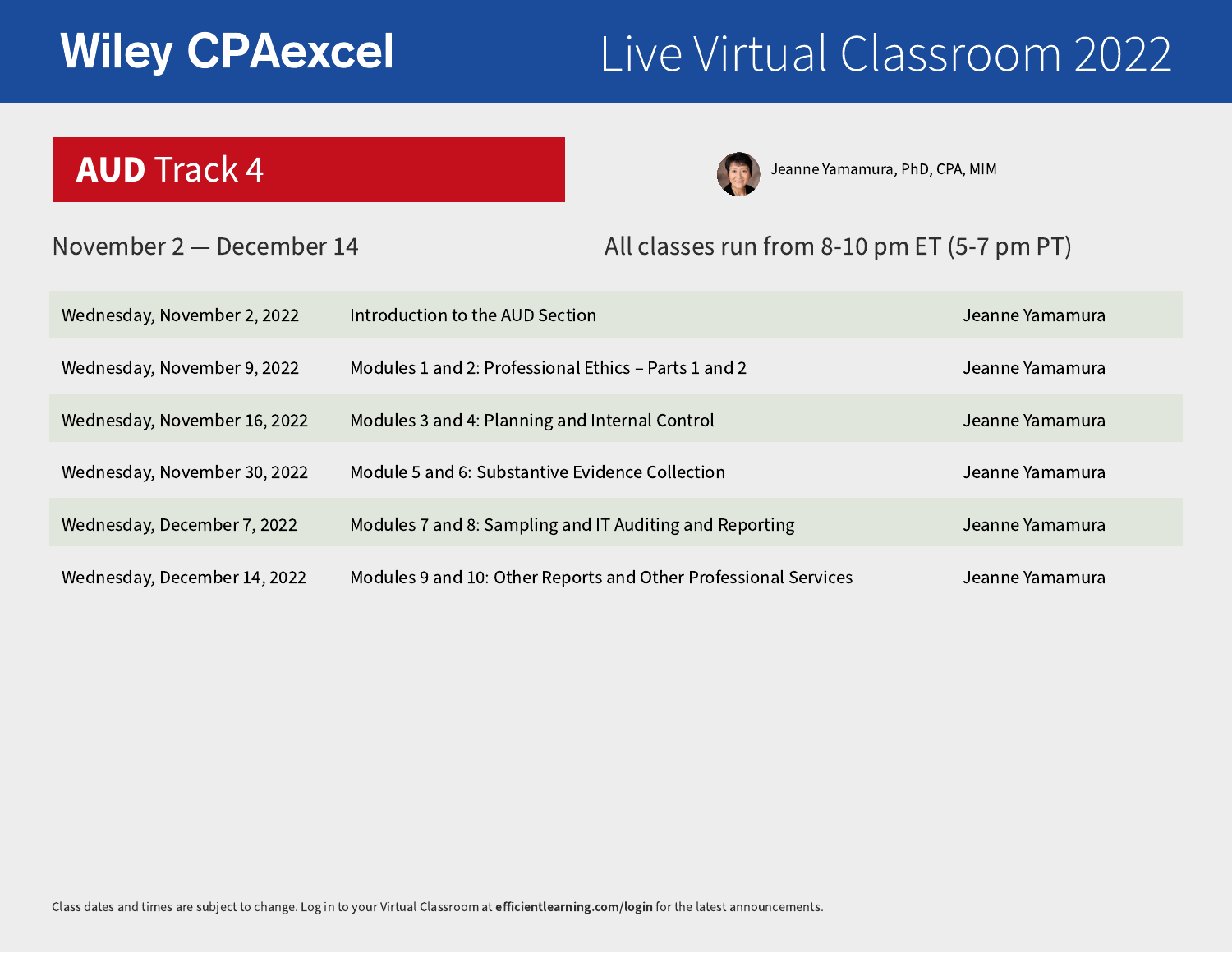# Wiley CPAexcel

## Live Virtual Classroom 2022

## AUD Track 4

Jeanne Yamamura, PhD, CPA, MIM

November 2 — December 14

All classes run from 8-10 pm ET (5-7 pm PT)

| Date | Topic | Instructor |
|---|---|---|
| Wednesday, November 2, 2022 | Introduction to the AUD Section | Jeanne Yamamura |
| Wednesday, November 9, 2022 | Modules 1 and 2: Professional Ethics – Parts 1 and 2 | Jeanne Yamamura |
| Wednesday, November 16, 2022 | Modules 3 and 4: Planning and Internal Control | Jeanne Yamamura |
| Wednesday, November 30, 2022 | Module 5 and 6: Substantive Evidence Collection | Jeanne Yamamura |
| Wednesday, December 7, 2022 | Modules 7 and 8: Sampling and IT Auditing and Reporting | Jeanne Yamamura |
| Wednesday, December 14, 2022 | Modules 9 and 10: Other Reports and Other Professional Services | Jeanne Yamamura |

Class dates and times are subject to change. Log in to your Virtual Classroom at **efficientlearning.com/login** for the latest announcements.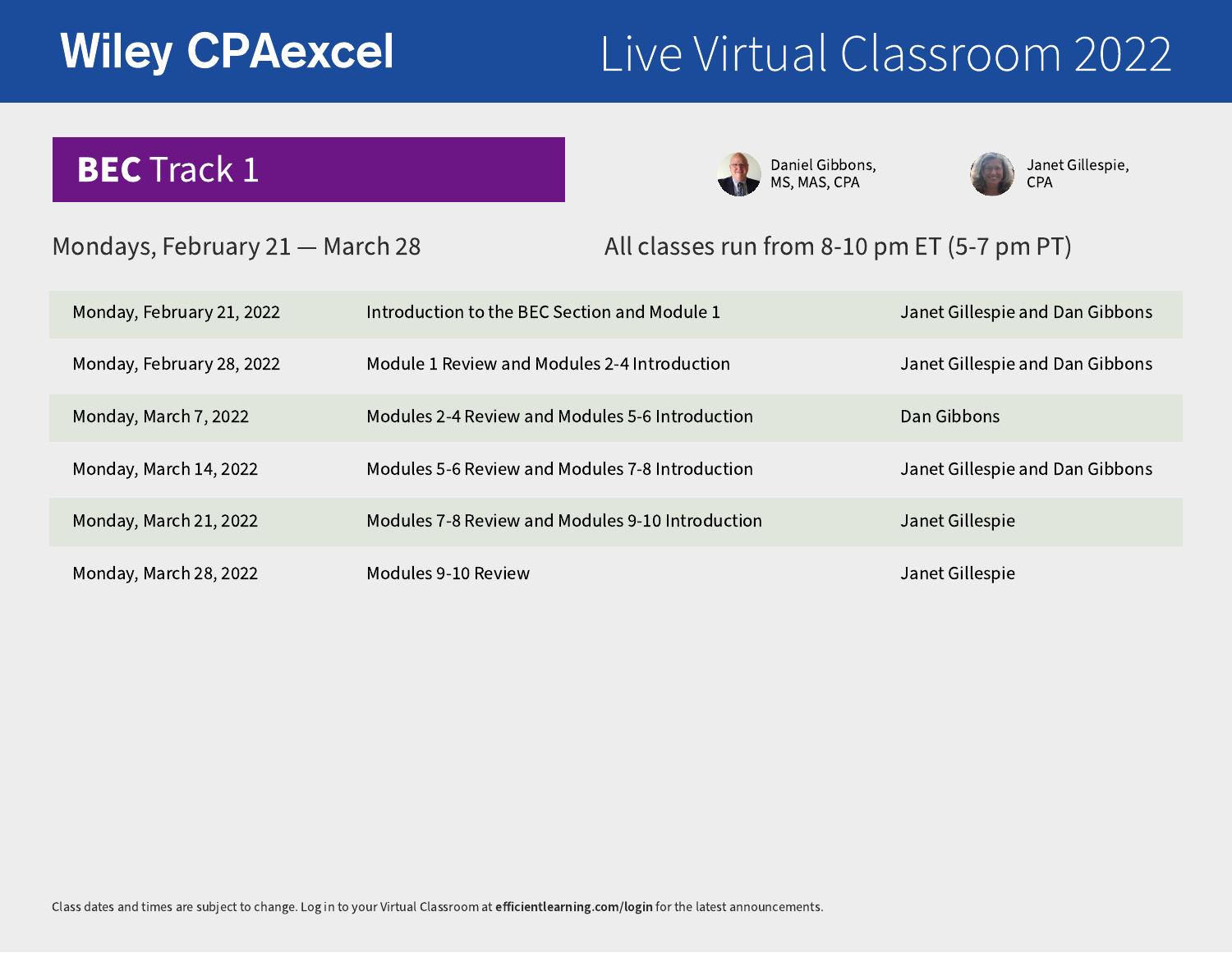# Wiley CPAexcel

# Live Virtual Classroom 2022

## BEC Track 1

Daniel Gibbons, MS, MAS, CPA

Janet Gillespie, CPA

Mondays, February 21 — March 28

All classes run from 8-10 pm ET (5-7 pm PT)

| Date | Topic | Instructor |
|---|---|---|
| Monday, February 21, 2022 | Introduction to the BEC Section and Module 1 | Janet Gillespie and Dan Gibbons |
| Monday, February 28, 2022 | Module 1 Review and Modules 2-4 Introduction | Janet Gillespie and Dan Gibbons |
| Monday, March 7, 2022 | Modules 2-4 Review and Modules 5-6 Introduction | Dan Gibbons |
| Monday, March 14, 2022 | Modules 5-6 Review and Modules 7-8 Introduction | Janet Gillespie and Dan Gibbons |
| Monday, March 21, 2022 | Modules 7-8 Review and Modules 9-10 Introduction | Janet Gillespie |
| Monday, March 28, 2022 | Modules 9-10 Review | Janet Gillespie |

Class dates and times are subject to change. Log in to your Virtual Classroom at **efficientlearning.com/login** for the latest announcements.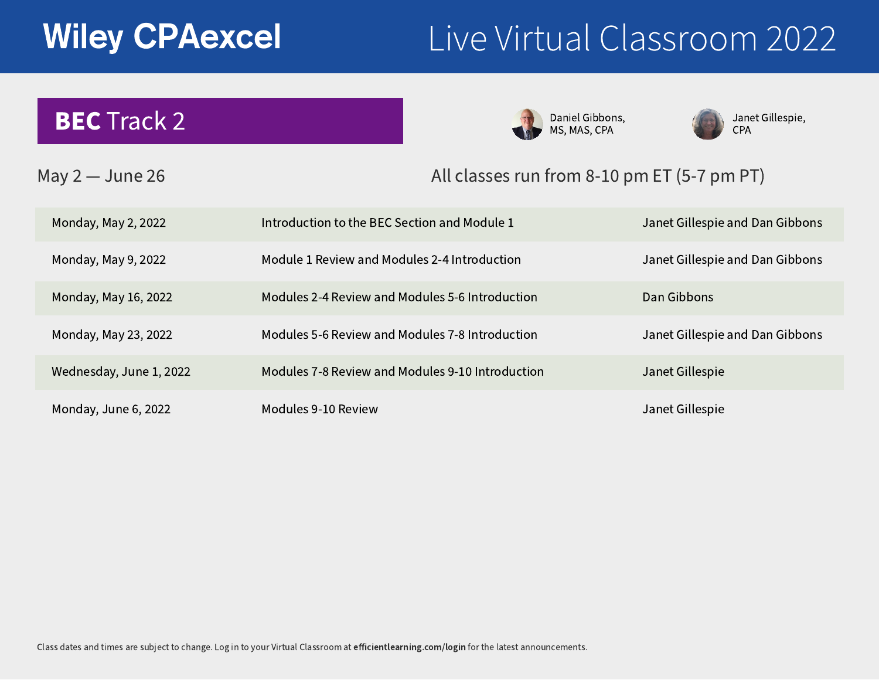# Wiley CPAexcel

# Live Virtual Classroom 2022

## BEC Track 2

Daniel Gibbons, MS, MAS, CPA

Janet Gillespie, CPA

May 2 — June 26

All classes run from 8-10 pm ET (5-7 pm PT)

| Date | Topic | Instructor |
|---|---|---|
| Monday, May 2, 2022 | Introduction to the BEC Section and Module 1 | Janet Gillespie and Dan Gibbons |
| Monday, May 9, 2022 | Module 1 Review and Modules 2-4 Introduction | Janet Gillespie and Dan Gibbons |
| Monday, May 16, 2022 | Modules 2-4 Review and Modules 5-6 Introduction | Dan Gibbons |
| Monday, May 23, 2022 | Modules 5-6 Review and Modules 7-8 Introduction | Janet Gillespie and Dan Gibbons |
| Wednesday, June 1, 2022 | Modules 7-8 Review and Modules 9-10 Introduction | Janet Gillespie |
| Monday, June 6, 2022 | Modules 9-10 Review | Janet Gillespie |

Class dates and times are subject to change. Log in to your Virtual Classroom at **efficientlearning.com/login** for the latest announcements.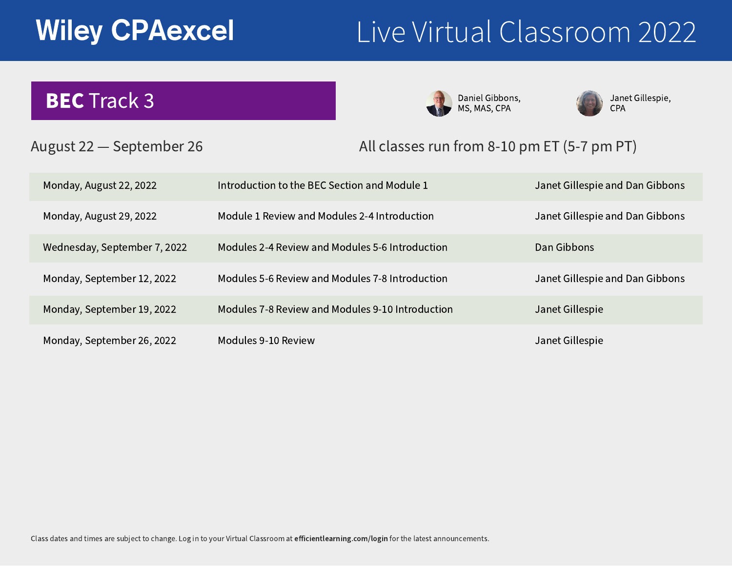# Wiley CPAexcel

## Live Virtual Classroom 2022

## BEC Track 3

Daniel Gibbons, MS, MAS, CPA

Janet Gillespie, CPA

August 22 — September 26

All classes run from 8-10 pm ET (5-7 pm PT)

| Date | Topic | Instructor |
|---|---|---|
| Monday, August 22, 2022 | Introduction to the BEC Section and Module 1 | Janet Gillespie and Dan Gibbons |
| Monday, August 29, 2022 | Module 1 Review and Modules 2-4 Introduction | Janet Gillespie and Dan Gibbons |
| Wednesday, September 7, 2022 | Modules 2-4 Review and Modules 5-6 Introduction | Dan Gibbons |
| Monday, September 12, 2022 | Modules 5-6 Review and Modules 7-8 Introduction | Janet Gillespie and Dan Gibbons |
| Monday, September 19, 2022 | Modules 7-8 Review and Modules 9-10 Introduction | Janet Gillespie |
| Monday, September 26, 2022 | Modules 9-10 Review | Janet Gillespie |

Class dates and times are subject to change. Log in to your Virtual Classroom at **efficientlearning.com/login** for the latest announcements.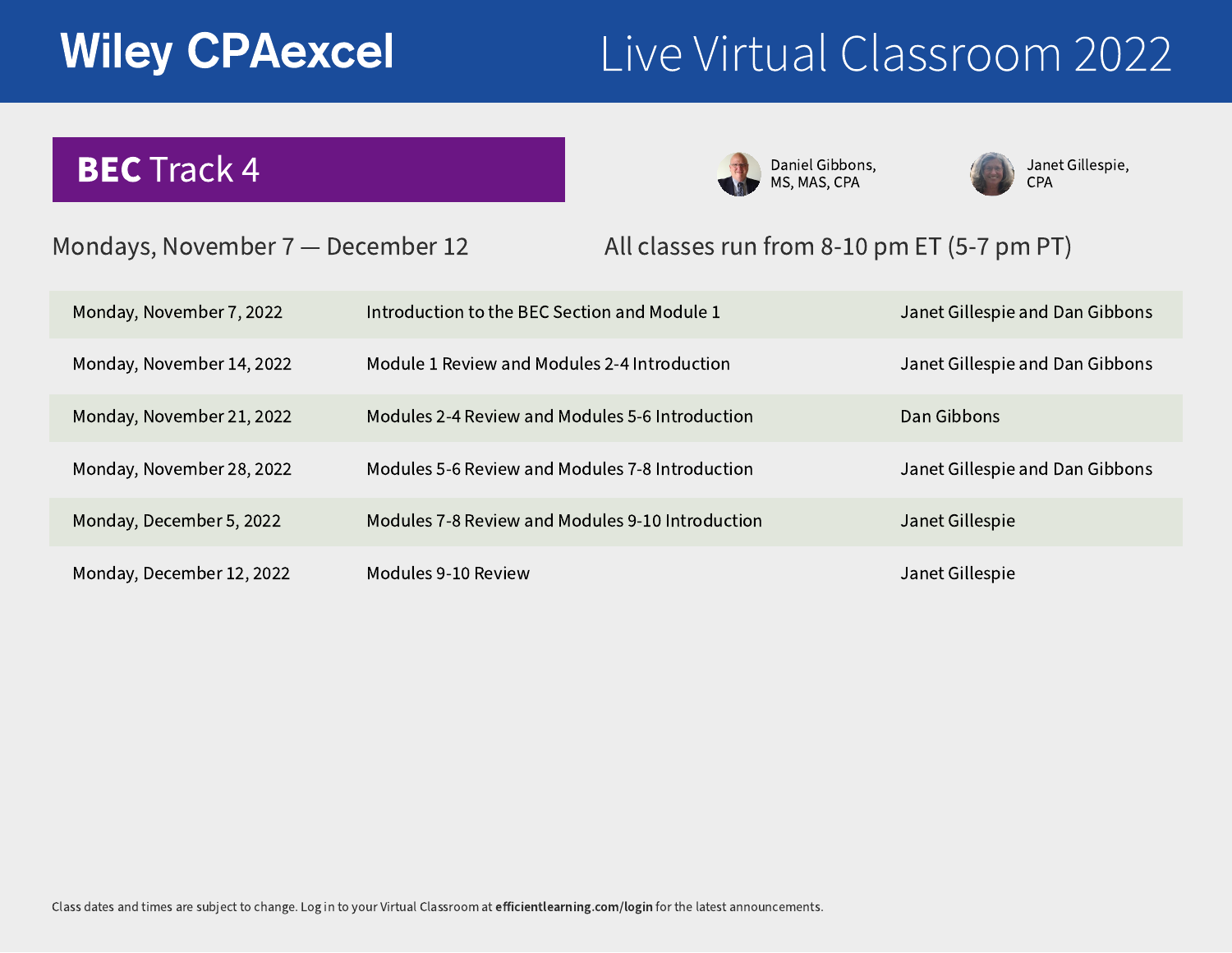# Wiley CPAexcel — Live Virtual Classroom 2022

## BEC Track 4

Daniel Gibbons, MS, MAS, CPA

Janet Gillespie, CPA

Mondays, November 7 — December 12

All classes run from 8-10 pm ET (5-7 pm PT)

| Date | Topic | Instructor(s) |
|---|---|---|
| Monday, November 7, 2022 | Introduction to the BEC Section and Module 1 | Janet Gillespie and Dan Gibbons |
| Monday, November 14, 2022 | Module 1 Review and Modules 2-4 Introduction | Janet Gillespie and Dan Gibbons |
| Monday, November 21, 2022 | Modules 2-4 Review and Modules 5-6 Introduction | Dan Gibbons |
| Monday, November 28, 2022 | Modules 5-6 Review and Modules 7-8 Introduction | Janet Gillespie and Dan Gibbons |
| Monday, December 5, 2022 | Modules 7-8 Review and Modules 9-10 Introduction | Janet Gillespie |
| Monday, December 12, 2022 | Modules 9-10 Review | Janet Gillespie |

Class dates and times are subject to change. Log in to your Virtual Classroom at **efficientlearning.com/login** for the latest announcements.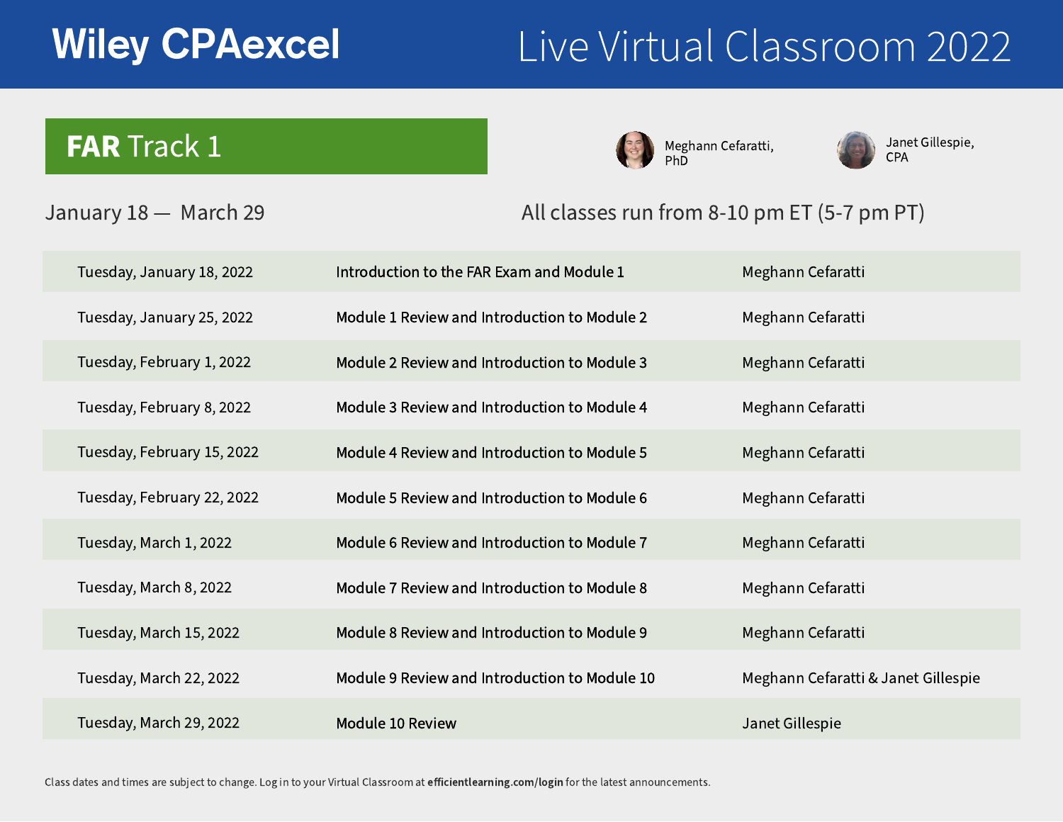# Wiley CPAexcel

# Live Virtual Classroom 2022

## **FAR** Track 1

Meghann Cefaratti, PhD

Janet Gillespie, CPA

January 18 — March 29

All classes run from 8-10 pm ET (5-7 pm PT)

| Date | Topic | Instructor |
|---|---|---|
| Tuesday, January 18, 2022 | Introduction to the FAR Exam and Module 1 | Meghann Cefaratti |
| Tuesday, January 25, 2022 | Module 1 Review and Introduction to Module 2 | Meghann Cefaratti |
| Tuesday, February 1, 2022 | Module 2 Review and Introduction to Module 3 | Meghann Cefaratti |
| Tuesday, February 8, 2022 | Module 3 Review and Introduction to Module 4 | Meghann Cefaratti |
| Tuesday, February 15, 2022 | Module 4 Review and Introduction to Module 5 | Meghann Cefaratti |
| Tuesday, February 22, 2022 | Module 5 Review and Introduction to Module 6 | Meghann Cefaratti |
| Tuesday, March 1, 2022 | Module 6 Review and Introduction to Module 7 | Meghann Cefaratti |
| Tuesday, March 8, 2022 | Module 7 Review and Introduction to Module 8 | Meghann Cefaratti |
| Tuesday, March 15, 2022 | Module 8 Review and Introduction to Module 9 | Meghann Cefaratti |
| Tuesday, March 22, 2022 | Module 9 Review and Introduction to Module 10 | Meghann Cefaratti & Janet Gillespie |
| Tuesday, March 29, 2022 | Module 10 Review | Janet Gillespie |

Class dates and times are subject to change. Log in to your Virtual Classroom at **efficientlearning.com/login** for the latest announcements.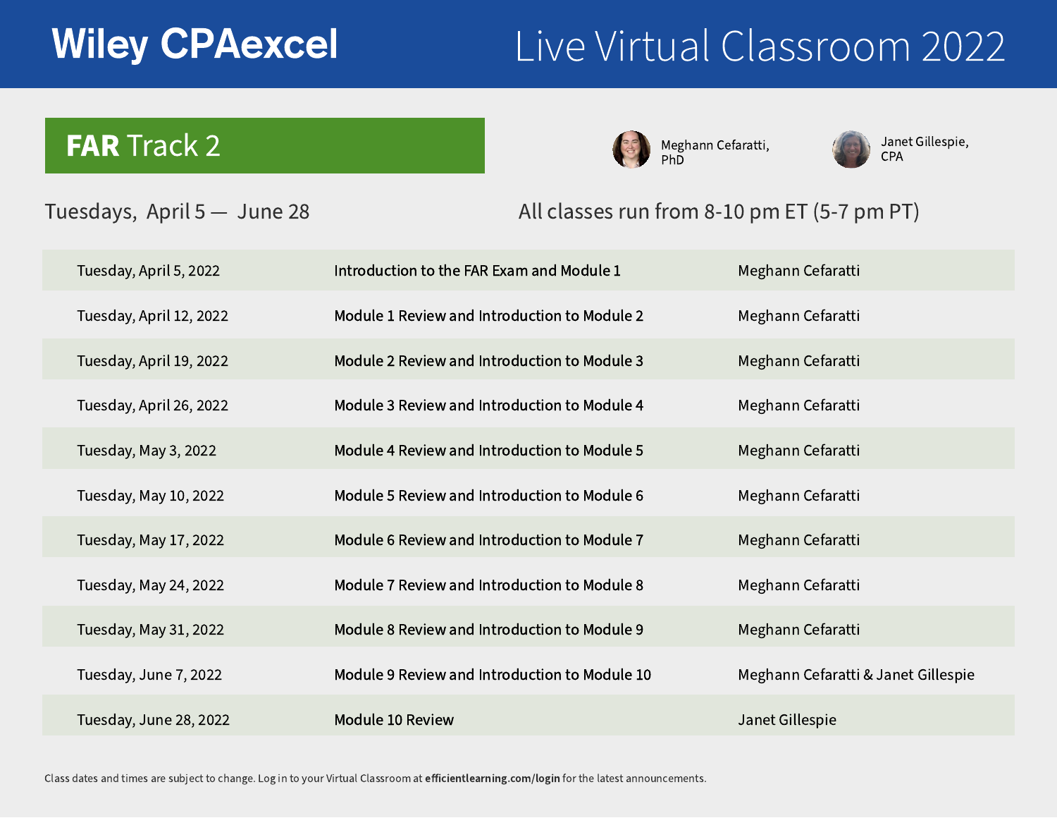# Wiley CPAexcel

## Live Virtual Classroom 2022

## FAR Track 2

Meghann Cefaratti, PhD

Janet Gillespie, CPA

Tuesdays, April 5 — June 28

All classes run from 8-10 pm ET (5-7 pm PT)

| Date | Topic | Instructor |
| --- | --- | --- |
| Tuesday, April 5, 2022 | Introduction to the FAR Exam and Module 1 | Meghann Cefaratti |
| Tuesday, April 12, 2022 | Module 1 Review and Introduction to Module 2 | Meghann Cefaratti |
| Tuesday, April 19, 2022 | Module 2 Review and Introduction to Module 3 | Meghann Cefaratti |
| Tuesday, April 26, 2022 | Module 3 Review and Introduction to Module 4 | Meghann Cefaratti |
| Tuesday, May 3, 2022 | Module 4 Review and Introduction to Module 5 | Meghann Cefaratti |
| Tuesday, May 10, 2022 | Module 5 Review and Introduction to Module 6 | Meghann Cefaratti |
| Tuesday, May 17, 2022 | Module 6 Review and Introduction to Module 7 | Meghann Cefaratti |
| Tuesday, May 24, 2022 | Module 7 Review and Introduction to Module 8 | Meghann Cefaratti |
| Tuesday, May 31, 2022 | Module 8 Review and Introduction to Module 9 | Meghann Cefaratti |
| Tuesday, June 7, 2022 | Module 9 Review and Introduction to Module 10 | Meghann Cefaratti & Janet Gillespie |
| Tuesday, June 28, 2022 | Module 10 Review | Janet Gillespie |

Class dates and times are subject to change. Log in to your Virtual Classroom at **efficientlearning.com/login** for the latest announcements.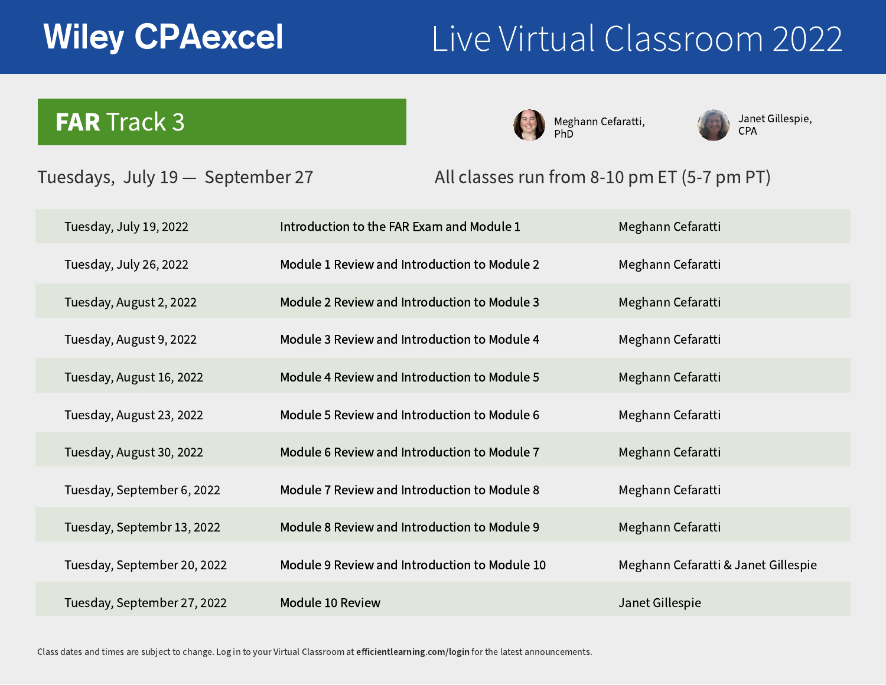# Wiley CPAexcel — Live Virtual Classroom 2022

## FAR Track 3

Meghann Cefaratti, PhD

Janet Gillespie, CPA

Tuesdays, July 19 — September 27

All classes run from 8-10 pm ET (5-7 pm PT)

| Date | Topic | Instructor |
|---|---|---|
| Tuesday, July 19, 2022 | Introduction to the FAR Exam and Module 1 | Meghann Cefaratti |
| Tuesday, July 26, 2022 | Module 1 Review and Introduction to Module 2 | Meghann Cefaratti |
| Tuesday, August 2, 2022 | Module 2 Review and Introduction to Module 3 | Meghann Cefaratti |
| Tuesday, August 9, 2022 | Module 3 Review and Introduction to Module 4 | Meghann Cefaratti |
| Tuesday, August 16, 2022 | Module 4 Review and Introduction to Module 5 | Meghann Cefaratti |
| Tuesday, August 23, 2022 | Module 5 Review and Introduction to Module 6 | Meghann Cefaratti |
| Tuesday, August 30, 2022 | Module 6 Review and Introduction to Module 7 | Meghann Cefaratti |
| Tuesday, September 6, 2022 | Module 7 Review and Introduction to Module 8 | Meghann Cefaratti |
| Tuesday, Septembr 13, 2022 | Module 8 Review and Introduction to Module 9 | Meghann Cefaratti |
| Tuesday, September 20, 2022 | Module 9 Review and Introduction to Module 10 | Meghann Cefaratti & Janet Gillespie |
| Tuesday, September 27, 2022 | Module 10 Review | Janet Gillespie |

Class dates and times are subject to change. Log in to your Virtual Classroom at **efficientlearning.com/login** for the latest announcements.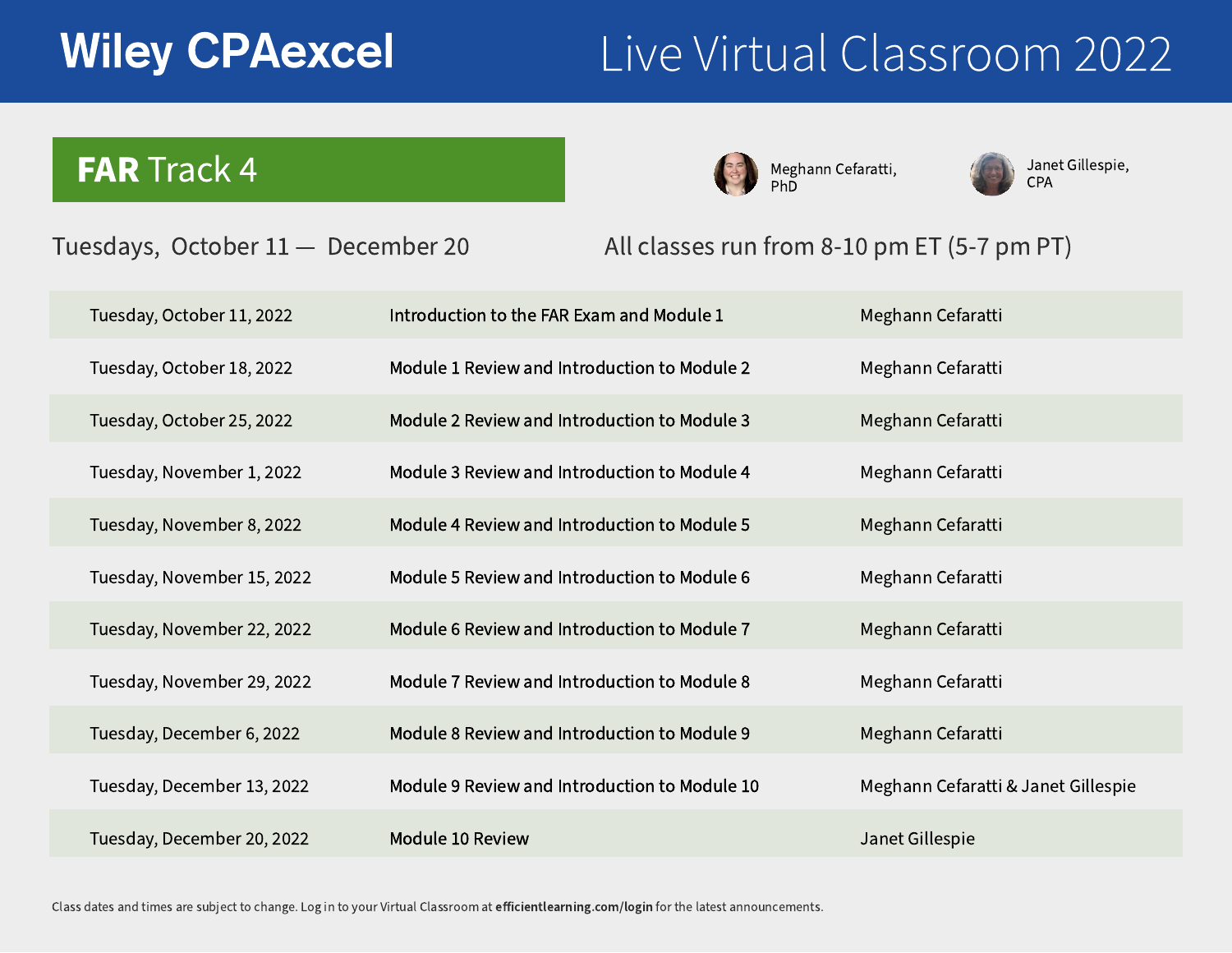# Wiley CPAexcel

## Live Virtual Classroom 2022

## **FAR** Track 4

Meghann Cefaratti, PhD

Janet Gillespie, CPA

Tuesdays, October 11 — December 20

All classes run from 8-10 pm ET (5-7 pm PT)

| Date | Topic | Instructor |
|---|---|---|
| Tuesday, October 11, 2022 | Introduction to the FAR Exam and Module 1 | Meghann Cefaratti |
| Tuesday, October 18, 2022 | Module 1 Review and Introduction to Module 2 | Meghann Cefaratti |
| Tuesday, October 25, 2022 | Module 2 Review and Introduction to Module 3 | Meghann Cefaratti |
| Tuesday, November 1, 2022 | Module 3 Review and Introduction to Module 4 | Meghann Cefaratti |
| Tuesday, November 8, 2022 | Module 4 Review and Introduction to Module 5 | Meghann Cefaratti |
| Tuesday, November 15, 2022 | Module 5 Review and Introduction to Module 6 | Meghann Cefaratti |
| Tuesday, November 22, 2022 | Module 6 Review and Introduction to Module 7 | Meghann Cefaratti |
| Tuesday, November 29, 2022 | Module 7 Review and Introduction to Module 8 | Meghann Cefaratti |
| Tuesday, December 6, 2022 | Module 8 Review and Introduction to Module 9 | Meghann Cefaratti |
| Tuesday, December 13, 2022 | Module 9 Review and Introduction to Module 10 | Meghann Cefaratti & Janet Gillespie |
| Tuesday, December 20, 2022 | Module 10 Review | Janet Gillespie |

Class dates and times are subject to change. Log in to your Virtual Classroom at **efficientlearning.com/login** for the latest announcements.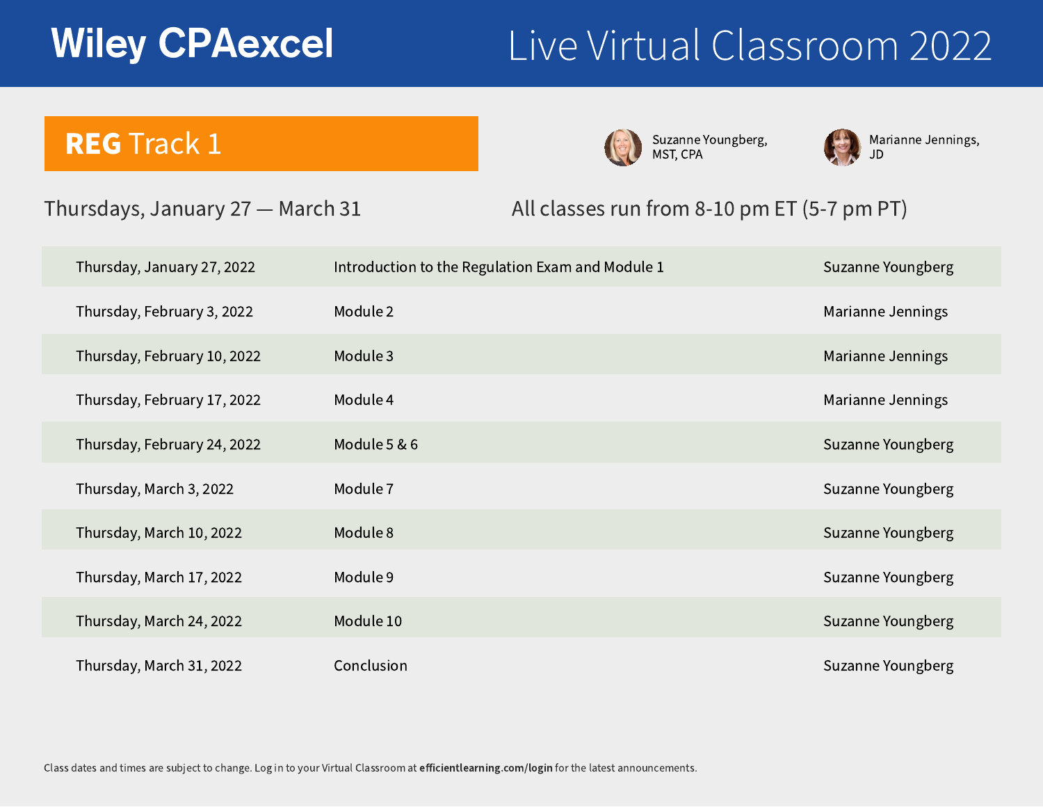# Wiley CPAexcel

## Live Virtual Classroom 2022

## REG Track 1

Suzanne Youngberg, MST, CPA

Marianne Jennings, JD

Thursdays, January 27 — March 31

All classes run from 8-10 pm ET (5-7 pm PT)

| Date | Topic | Instructor |
|---|---|---|
| Thursday, January 27, 2022 | Introduction to the Regulation Exam and Module 1 | Suzanne Youngberg |
| Thursday, February 3, 2022 | Module 2 | Marianne Jennings |
| Thursday, February 10, 2022 | Module 3 | Marianne Jennings |
| Thursday, February 17, 2022 | Module 4 | Marianne Jennings |
| Thursday, February 24, 2022 | Module 5 & 6 | Suzanne Youngberg |
| Thursday, March 3, 2022 | Module 7 | Suzanne Youngberg |
| Thursday, March 10, 2022 | Module 8 | Suzanne Youngberg |
| Thursday, March 17, 2022 | Module 9 | Suzanne Youngberg |
| Thursday, March 24, 2022 | Module 10 | Suzanne Youngberg |
| Thursday, March 31, 2022 | Conclusion | Suzanne Youngberg |

Class dates and times are subject to change. Log in to your Virtual Classroom at **efficientlearning.com/login** for the latest announcements.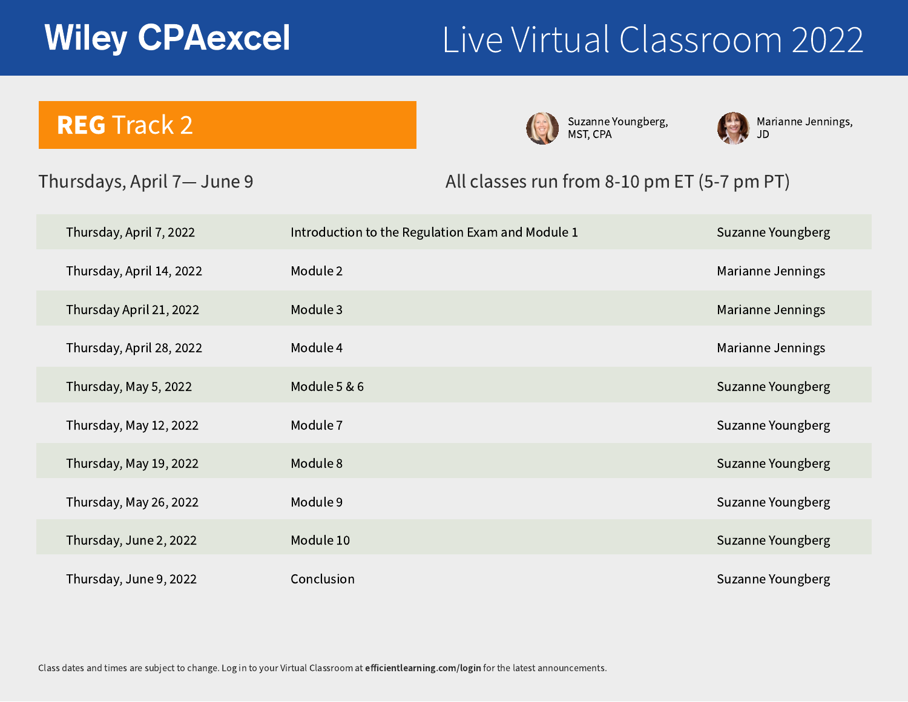# Wiley CPAexcel

## Live Virtual Classroom 2022

## REG Track 2

Suzanne Youngberg, MST, CPA

Marianne Jennings, JD

Thursdays, April 7— June 9

All classes run from 8-10 pm ET (5-7 pm PT)

| Date | Topic | Instructor |
|---|---|---|
| Thursday, April 7, 2022 | Introduction to the Regulation Exam and Module 1 | Suzanne Youngberg |
| Thursday, April 14, 2022 | Module 2 | Marianne Jennings |
| Thursday April 21, 2022 | Module 3 | Marianne Jennings |
| Thursday, April 28, 2022 | Module 4 | Marianne Jennings |
| Thursday, May 5, 2022 | Module 5 & 6 | Suzanne Youngberg |
| Thursday, May 12, 2022 | Module 7 | Suzanne Youngberg |
| Thursday, May 19, 2022 | Module 8 | Suzanne Youngberg |
| Thursday, May 26, 2022 | Module 9 | Suzanne Youngberg |
| Thursday, June 2, 2022 | Module 10 | Suzanne Youngberg |
| Thursday, June 9, 2022 | Conclusion | Suzanne Youngberg |

Class dates and times are subject to change. Log in to your Virtual Classroom at **efficientlearning.com/login** for the latest announcements.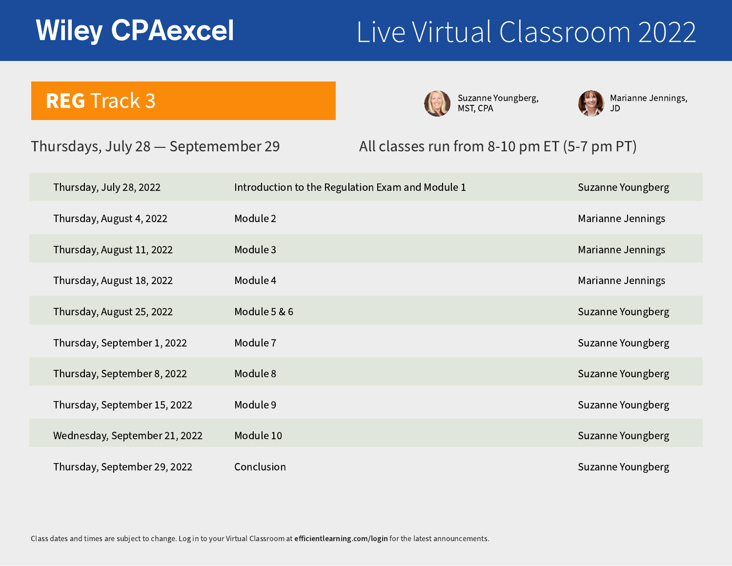# Wiley CPAexcel

# Live Virtual Classroom 2022

## REG Track 3

Suzanne Youngberg, MST, CPA

Marianne Jennings, JD

Thursdays, July 28 — Septemember 29

All classes run from 8-10 pm ET (5-7 pm PT)

| Date | Topic | Instructor |
|---|---|---|
| Thursday, July 28, 2022 | Introduction to the Regulation Exam and Module 1 | Suzanne Youngberg |
| Thursday, August 4, 2022 | Module 2 | Marianne Jennings |
| Thursday, August 11, 2022 | Module 3 | Marianne Jennings |
| Thursday, August 18, 2022 | Module 4 | Marianne Jennings |
| Thursday, August 25, 2022 | Module 5 & 6 | Suzanne Youngberg |
| Thursday, September 1, 2022 | Module 7 | Suzanne Youngberg |
| Thursday, September 8, 2022 | Module 8 | Suzanne Youngberg |
| Thursday, September 15, 2022 | Module 9 | Suzanne Youngberg |
| Wednesday, September 21, 2022 | Module 10 | Suzanne Youngberg |
| Thursday, September 29, 2022 | Conclusion | Suzanne Youngberg |

Class dates and times are subject to change. Log in to your Virtual Classroom at **efficientlearning.com/login** for the latest announcements.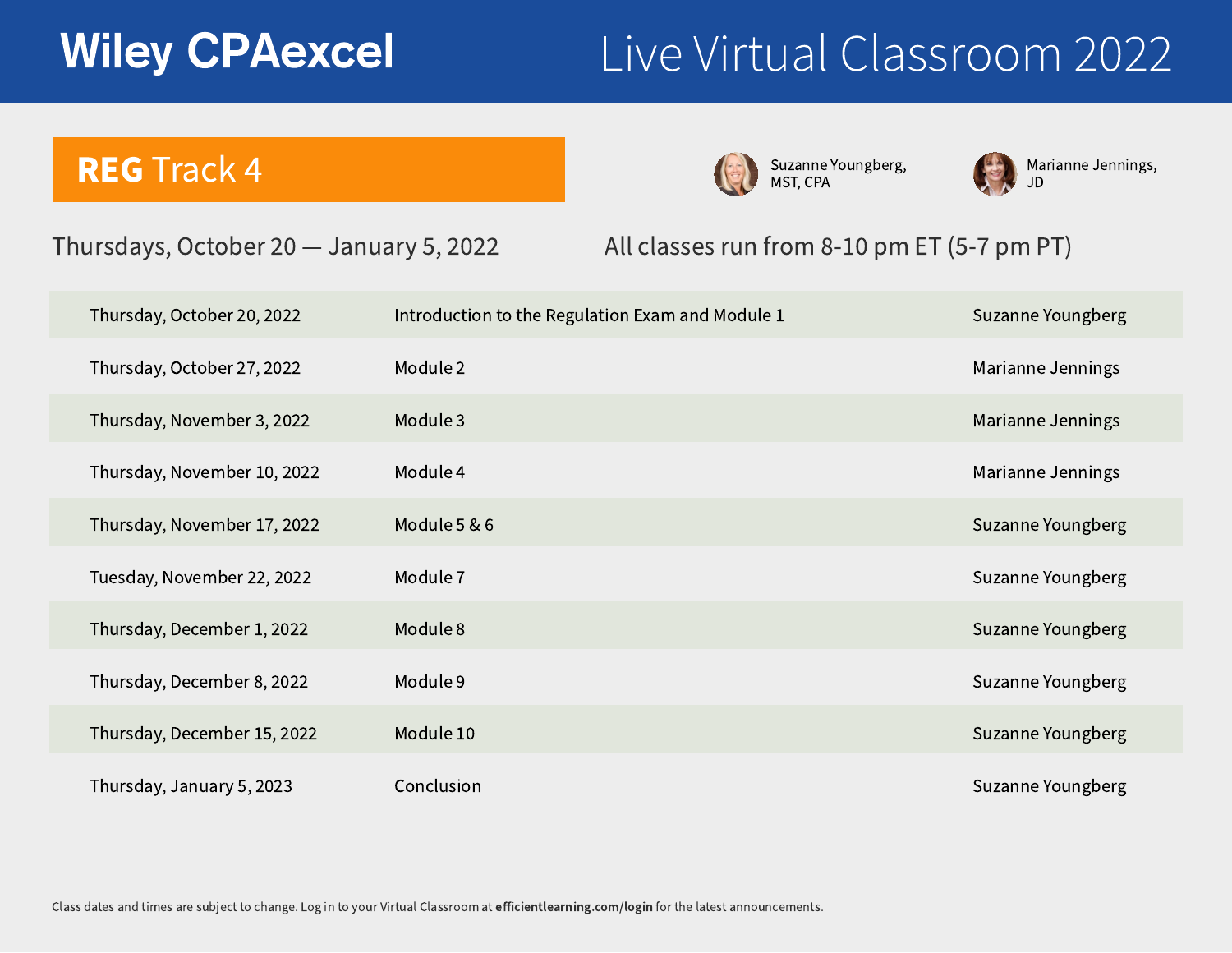# Wiley CPAexcel

## Live Virtual Classroom 2022

## REG Track 4

Suzanne Youngberg, MST, CPA

Marianne Jennings, JD

Thursdays, October 20 — January 5, 2022

All classes run from 8-10 pm ET (5-7 pm PT)

| Date | Topic | Instructor |
|---|---|---|
| Thursday, October 20, 2022 | Introduction to the Regulation Exam and Module 1 | Suzanne Youngberg |
| Thursday, October 27, 2022 | Module 2 | Marianne Jennings |
| Thursday, November 3, 2022 | Module 3 | Marianne Jennings |
| Thursday, November 10, 2022 | Module 4 | Marianne Jennings |
| Thursday, November 17, 2022 | Module 5 & 6 | Suzanne Youngberg |
| Tuesday, November 22, 2022 | Module 7 | Suzanne Youngberg |
| Thursday, December 1, 2022 | Module 8 | Suzanne Youngberg |
| Thursday, December 8, 2022 | Module 9 | Suzanne Youngberg |
| Thursday, December 15, 2022 | Module 10 | Suzanne Youngberg |
| Thursday, January 5, 2023 | Conclusion | Suzanne Youngberg |

Class dates and times are subject to change. Log in to your Virtual Classroom at **efficientlearning.com/login** for the latest announcements.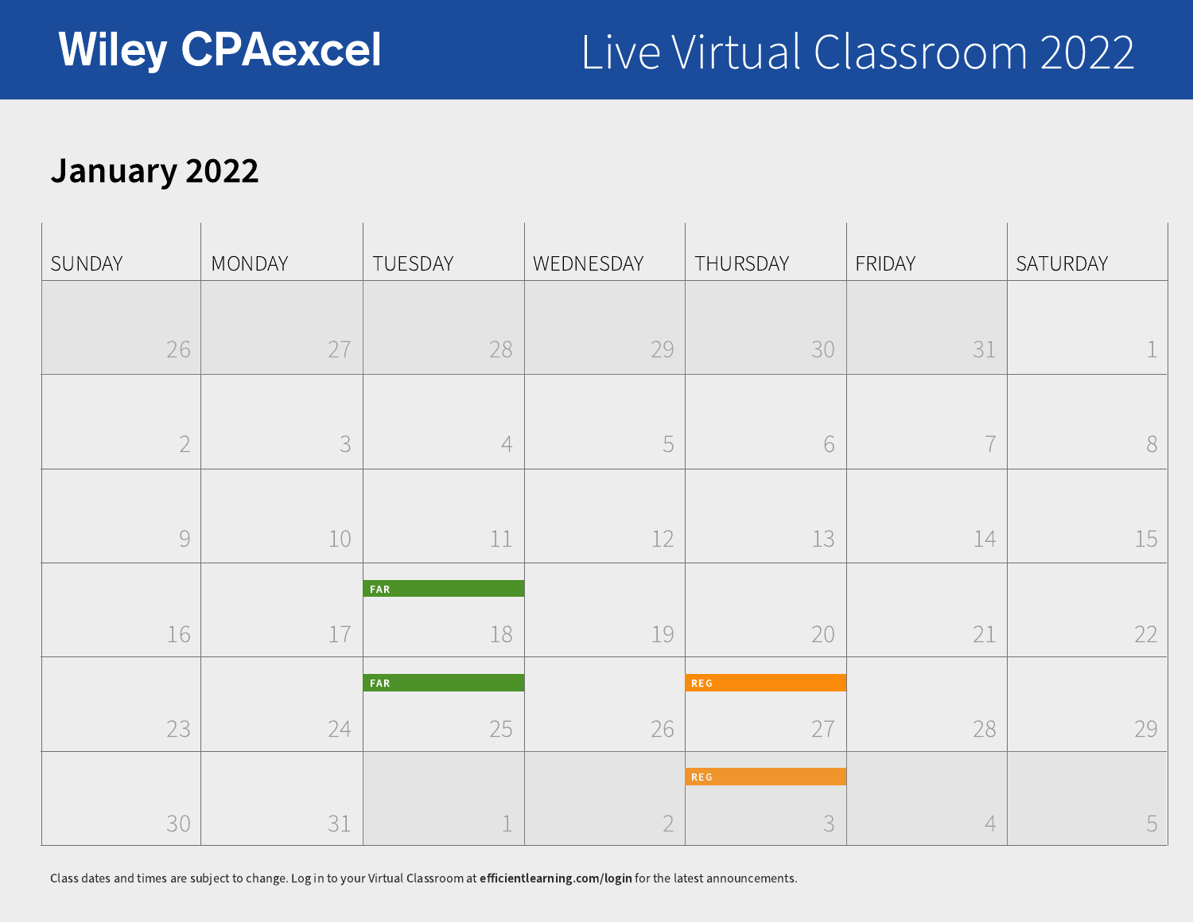# Wiley CPAexcel

Live Virtual Classroom 2022

## January 2022

| SUNDAY | MONDAY | TUESDAY | WEDNESDAY | THURSDAY | FRIDAY | SATURDAY |
|---|---|---|---|---|---|---|
| 26 | 27 | 28 | 29 | 30 | 31 | 1 |
| 2 | 3 | 4 | 5 | 6 | 7 | 8 |
| 9 | 10 | 11 | 12 | 13 | 14 | 15 |
| 16 | 17 | FAR 18 | 19 | 20 | 21 | 22 |
| 23 | 24 | FAR 25 | 26 | REG 27 | 28 | 29 |
| 30 | 31 | 1 | 2 | REG 3 | 4 | 5 |

Class dates and times are subject to change. Log in to your Virtual Classroom at **efficientlearning.com/login** for the latest announcements.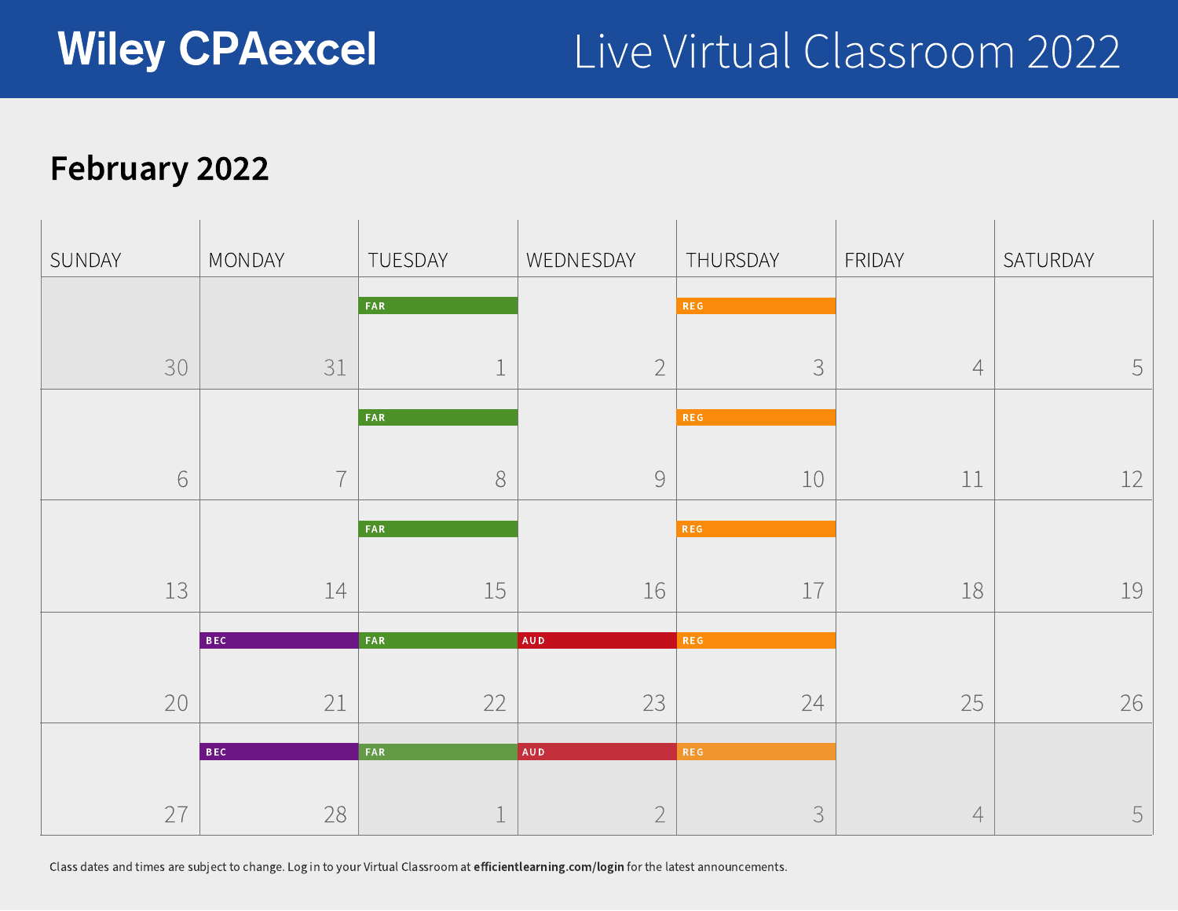# Wiley CPAexcel

# Live Virtual Classroom 2022

## February 2022

| SUNDAY | MONDAY | TUESDAY | WEDNESDAY | THURSDAY | FRIDAY | SATURDAY |
|---|---|---|---|---|---|---|
| 30 | 31 | FAR 1 | 2 | REG 3 | 4 | 5 |
| 6 | 7 | FAR 8 | 9 | REG 10 | 11 | 12 |
| 13 | 14 | FAR 15 | 16 | REG 17 | 18 | 19 |
| 20 | BEC 21 | FAR 22 | AUD 23 | REG 24 | 25 | 26 |
| 27 | BEC 28 | FAR 1 | AUD 2 | REG 3 | 4 | 5 |

Class dates and times are subject to change. Log in to your Virtual Classroom at **efficientlearning.com/login** for the latest announcements.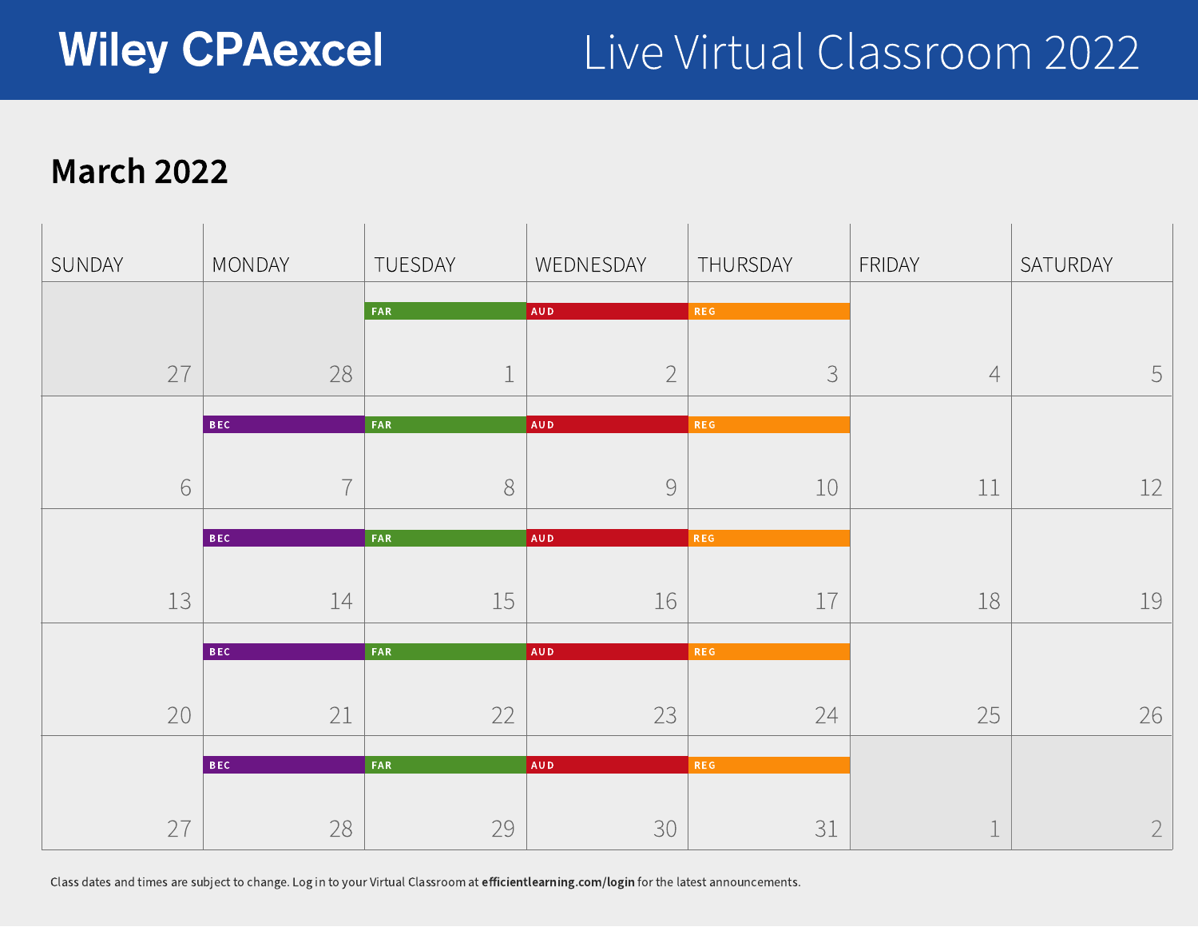# Wiley CPAexcel

## Live Virtual Classroom 2022

## March 2022

| SUNDAY | MONDAY | TUESDAY | WEDNESDAY | THURSDAY | FRIDAY | SATURDAY |
|---|---|---|---|---|---|---|
| 27 | 28 | FAR 1 | AUD 2 | REG 3 | 4 | 5 |
| 6 | BEC 7 | FAR 8 | AUD 9 | REG 10 | 11 | 12 |
| 13 | BEC 14 | FAR 15 | AUD 16 | REG 17 | 18 | 19 |
| 20 | BEC 21 | FAR 22 | AUD 23 | REG 24 | 25 | 26 |
| 27 | BEC 28 | FAR 29 | AUD 30 | REG 31 | 1 | 2 |

Class dates and times are subject to change. Log in to your Virtual Classroom at **efficientlearning.com/login** for the latest announcements.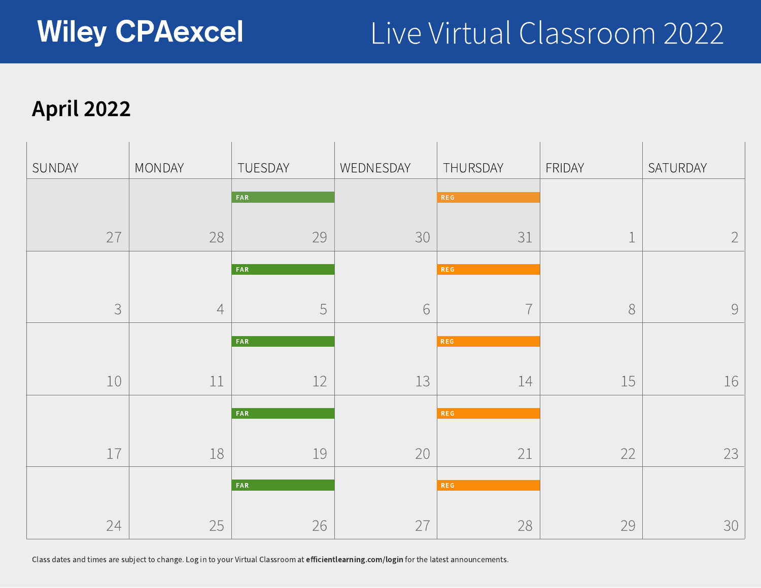# Wiley CPAexcel

## Live Virtual Classroom 2022

## April 2022

| SUNDAY | MONDAY | TUESDAY | WEDNESDAY | THURSDAY | FRIDAY | SATURDAY |
|---|---|---|---|---|---|---|
| 27 | 28 | FAR 29 | 30 | REG 31 | 1 | 2 |
| 3 | 4 | FAR 5 | 6 | REG 7 | 8 | 9 |
| 10 | 11 | FAR 12 | 13 | REG 14 | 15 | 16 |
| 17 | 18 | FAR 19 | 20 | REG 21 | 22 | 23 |
| 24 | 25 | FAR 26 | 27 | REG 28 | 29 | 30 |

Class dates and times are subject to change. Log in to your Virtual Classroom at **efficientlearning.com/login** for the latest announcements.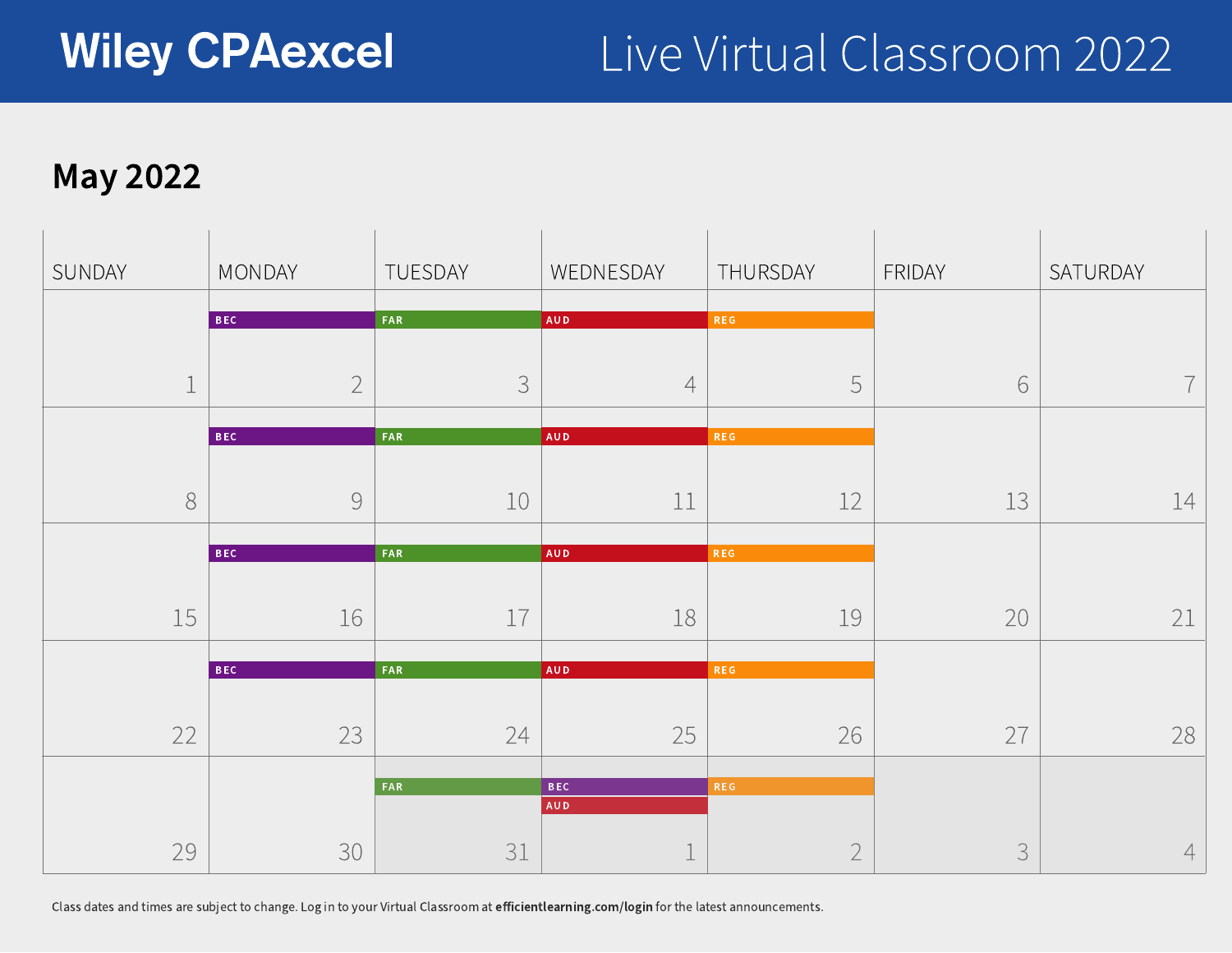# Wiley CPAexcel

## Live Virtual Classroom 2022

## May 2022

| SUNDAY | MONDAY | TUESDAY | WEDNESDAY | THURSDAY | FRIDAY | SATURDAY |
|---|---|---|---|---|---|---|
| 1 | BEC 2 | FAR 3 | AUD 4 | REG 5 | 6 | 7 |
| 8 | BEC 9 | FAR 10 | AUD 11 | REG 12 | 13 | 14 |
| 15 | BEC 16 | FAR 17 | AUD 18 | REG 19 | 20 | 21 |
| 22 | BEC 23 | FAR 24 | AUD 25 | REG 26 | 27 | 28 |
| 29 | 30 | FAR 31 | BEC, AUD 1 | REG 2 | 3 | 4 |

Class dates and times are subject to change. Log in to your Virtual Classroom at **efficientlearning.com/login** for the latest announcements.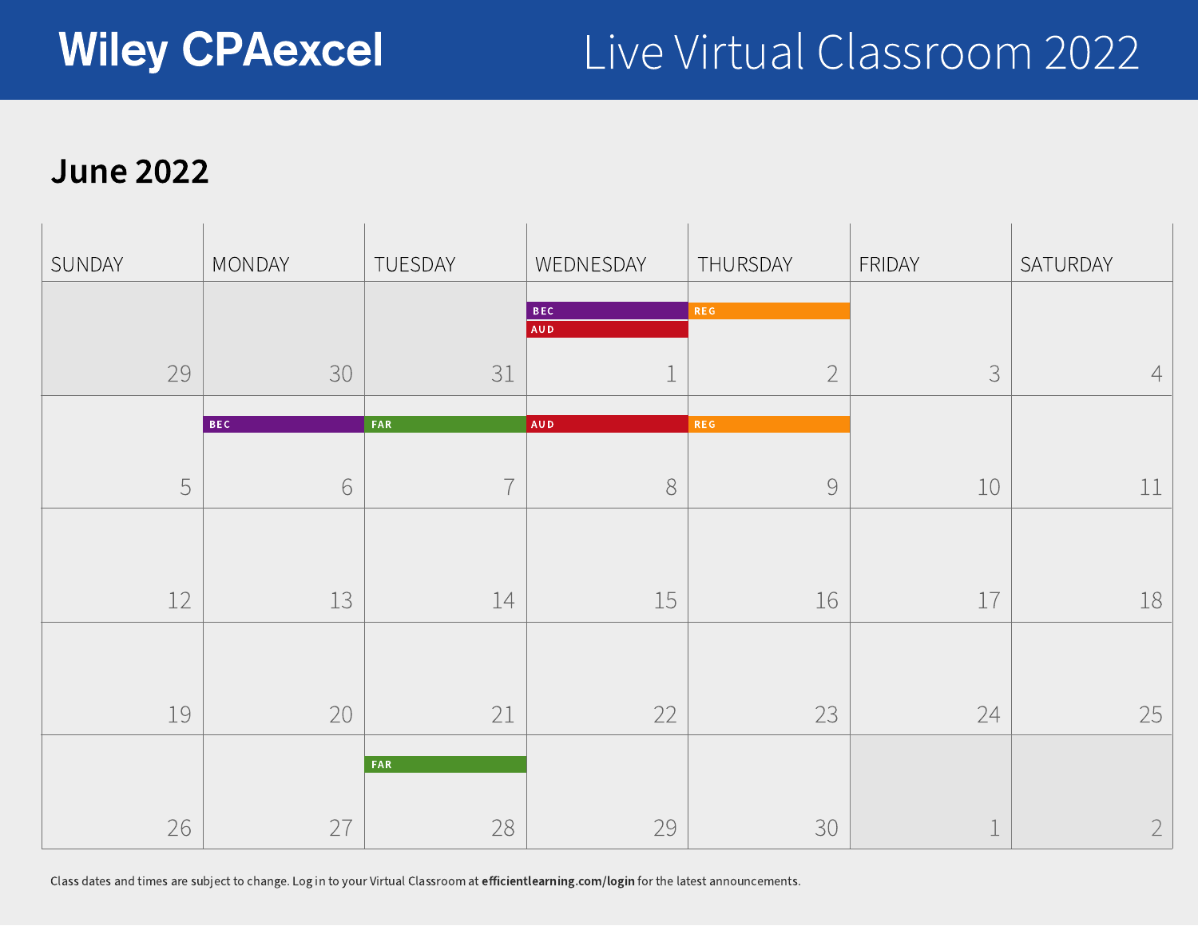# Wiley CPAexcel

## Live Virtual Classroom 2022

## June 2022

| SUNDAY | MONDAY | TUESDAY | WEDNESDAY | THURSDAY | FRIDAY | SATURDAY |
|---|---|---|---|---|---|---|
| 29 | 30 | 31 | BEC<br>AUD<br>1 | REG<br>2 | 3 | 4 |
| 5 | BEC<br>6 | FAR<br>7 | AUD<br>8 | REG<br>9 | 10 | 11 |
| 12 | 13 | 14 | 15 | 16 | 17 | 18 |
| 19 | 20 | 21 | 22 | 23 | 24 | 25 |
| 26 | 27 | FAR<br>28 | 29 | 30 | 1 | 2 |

Class dates and times are subject to change. Log in to your Virtual Classroom at **efficientlearning.com/login** for the latest announcements.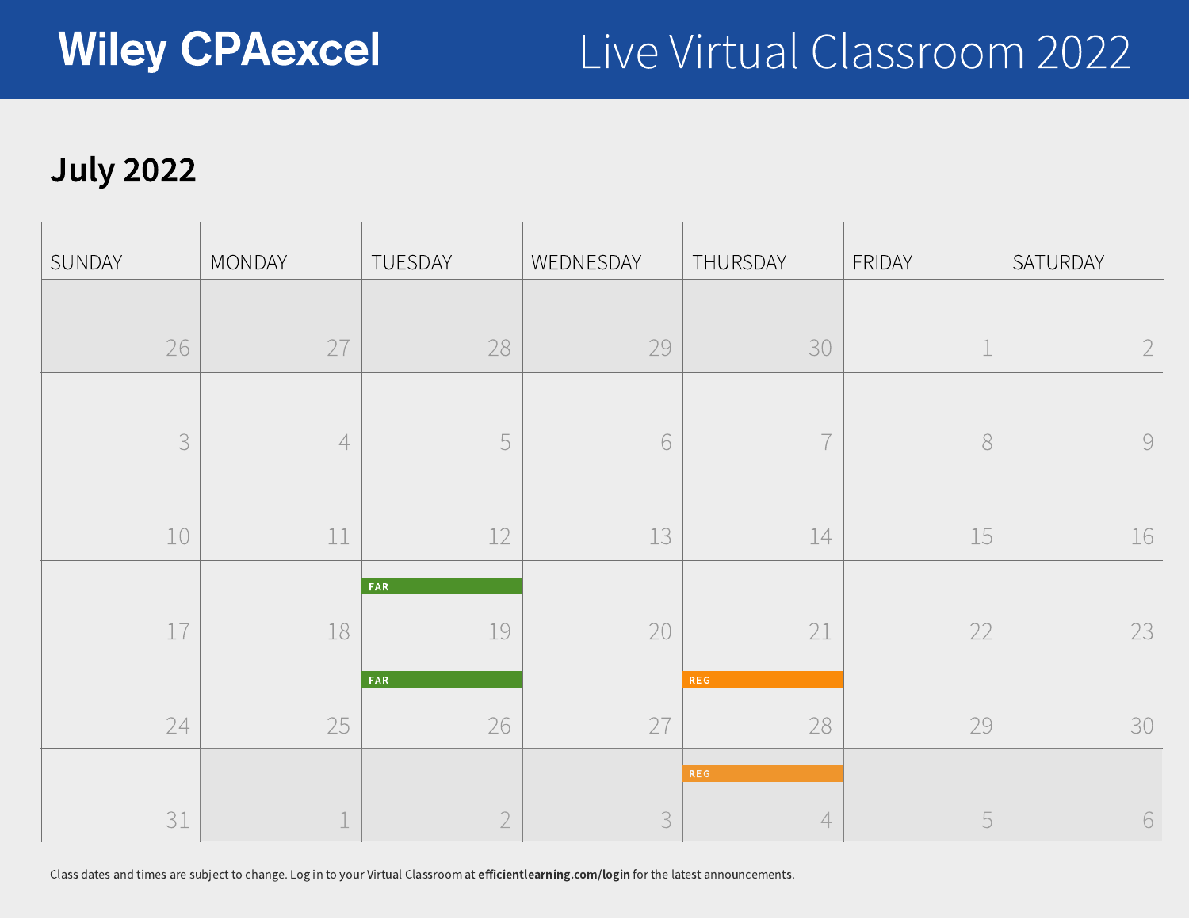# Wiley CPAexcel

## Live Virtual Classroom 2022

### July 2022

| SUNDAY | MONDAY | TUESDAY | WEDNESDAY | THURSDAY | FRIDAY | SATURDAY |
|---|---|---|---|---|---|---|
| 26 | 27 | 28 | 29 | 30 | 1 | 2 |
| 3 | 4 | 5 | 6 | 7 | 8 | 9 |
| 10 | 11 | 12 | 13 | 14 | 15 | 16 |
| 17 | 18 | FAR 19 | 20 | 21 | 22 | 23 |
| 24 | 25 | FAR 26 | 27 | REG 28 | 29 | 30 |
| 31 | 1 | 2 | 3 | REG 4 | 5 | 6 |

Class dates and times are subject to change. Log in to your Virtual Classroom at **efficientlearning.com/login** for the latest announcements.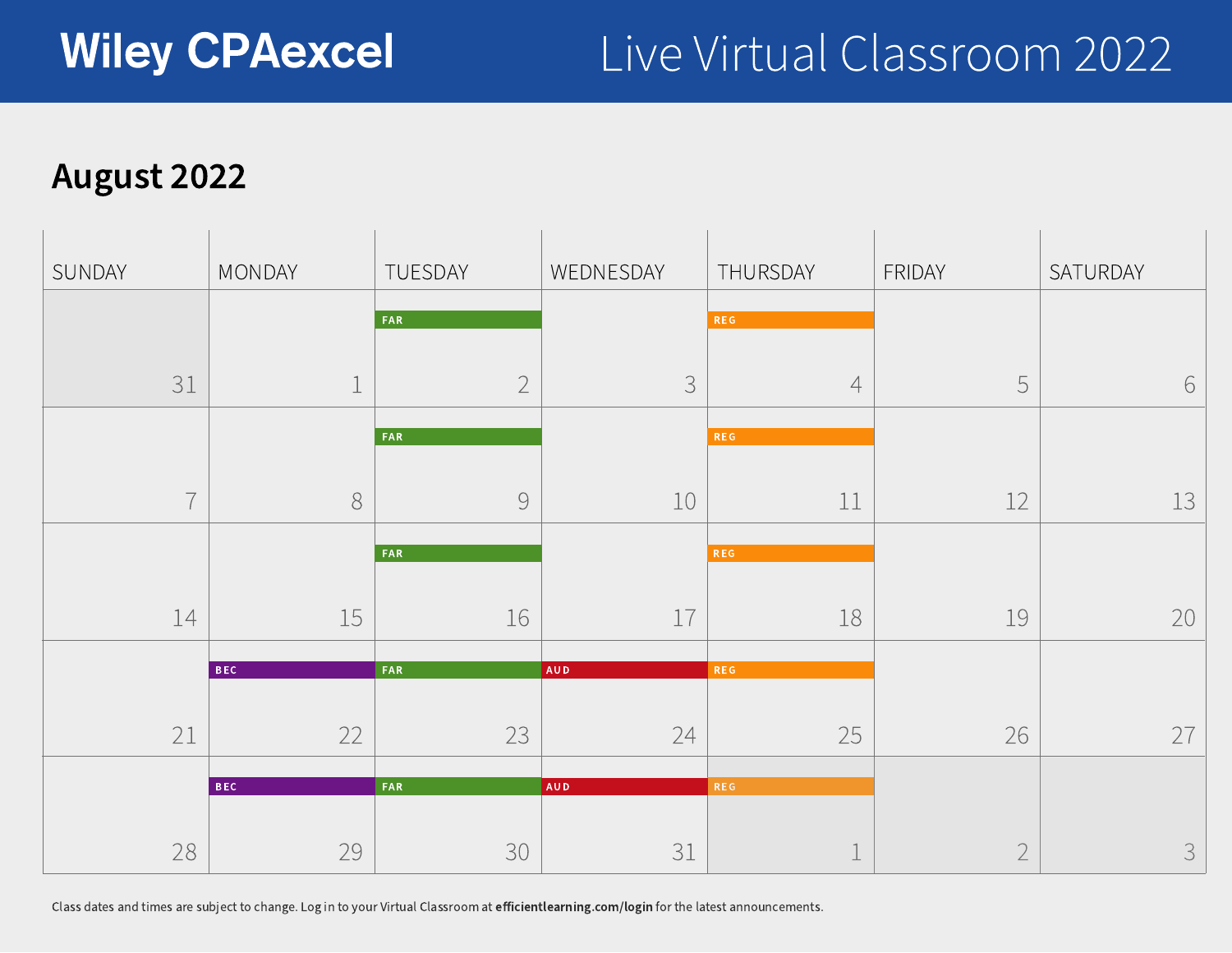# Wiley CPAexcel

## Live Virtual Classroom 2022

## August 2022

| SUNDAY | MONDAY | TUESDAY | WEDNESDAY | THURSDAY | FRIDAY | SATURDAY |
|---|---|---|---|---|---|---|
| 31 | 1 | FAR 2 | 3 | REG 4 | 5 | 6 |
| 7 | 8 | FAR 9 | 10 | REG 11 | 12 | 13 |
| 14 | 15 | FAR 16 | 17 | REG 18 | 19 | 20 |
| 21 | BEC 22 | FAR 23 | AUD 24 | REG 25 | 26 | 27 |
| 28 | BEC 29 | FAR 30 | AUD 31 | REG 1 | 2 | 3 |

Class dates and times are subject to change. Log in to your Virtual Classroom at **efficientlearning.com/login** for the latest announcements.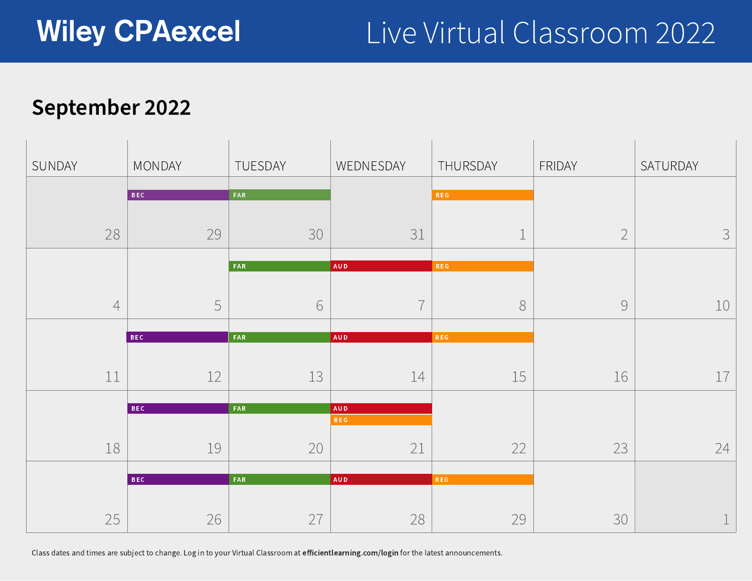# Wiley CPAexcel — Live Virtual Classroom 2022

## September 2022

| SUNDAY | MONDAY | TUESDAY | WEDNESDAY | THURSDAY | FRIDAY | SATURDAY |
|---|---|---|---|---|---|---|
| 28 | BEC 29 | FAR 30 | 31 | REG 1 | 2 | 3 |
| 4 | 5 | FAR 6 | AUD 7 | REG 8 | 9 | 10 |
| 11 | BEC 12 | FAR 13 | AUD 14 | REG 15 | 16 | 17 |
| 18 | BEC 19 | FAR 20 | AUD, REG 21 | 22 | 23 | 24 |
| 25 | BEC 26 | FAR 27 | AUD 28 | REG 29 | 30 | 1 |

Class dates and times are subject to change. Log in to your Virtual Classroom at **efficientlearning.com/login** for the latest announcements.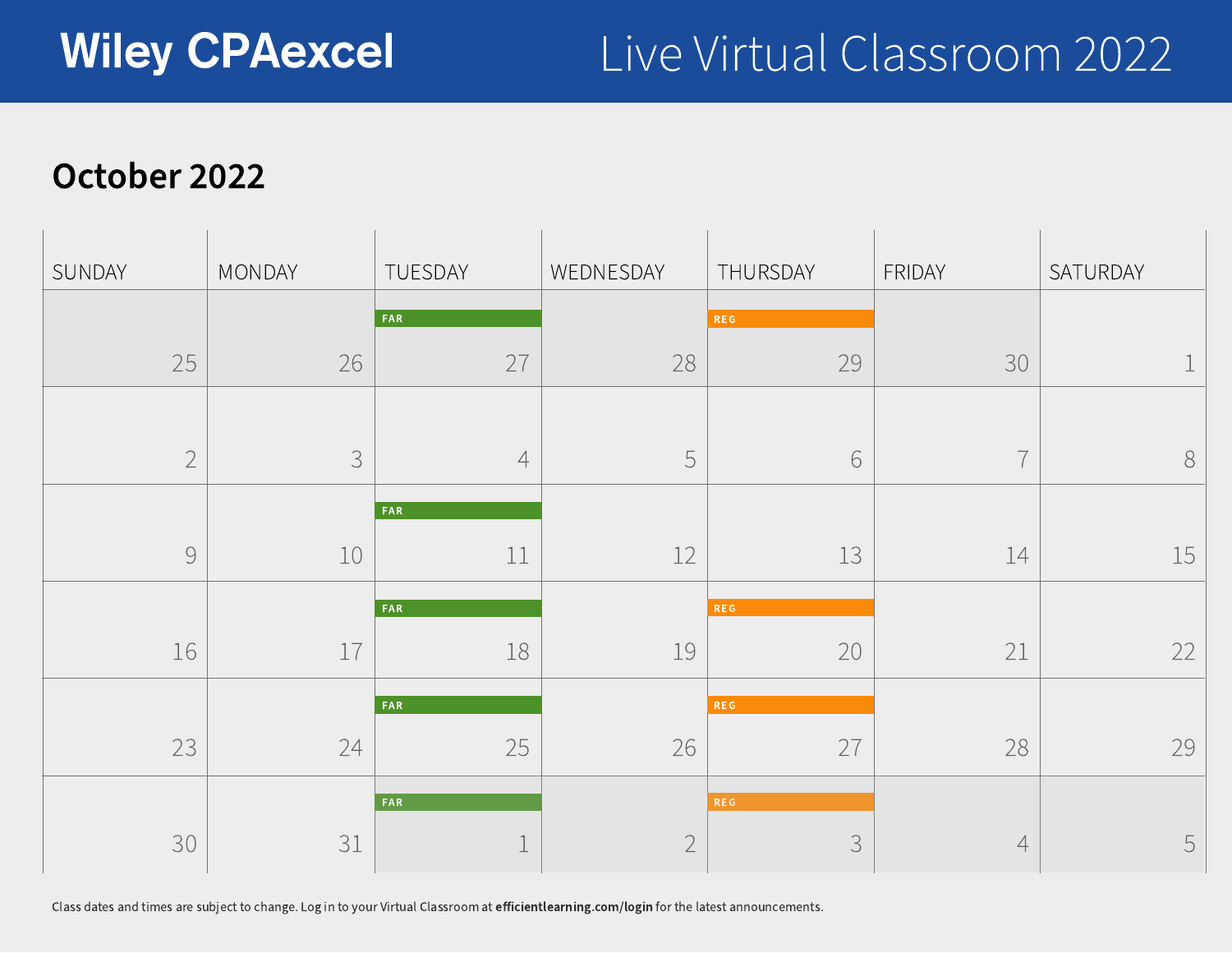# Wiley CPAexcel

# Live Virtual Classroom 2022

## October 2022

| SUNDAY | MONDAY | TUESDAY | WEDNESDAY | THURSDAY | FRIDAY | SATURDAY |
|---|---|---|---|---|---|---|
| 25 | 26 | FAR 27 | 28 | REG 29 | 30 | 1 |
| 2 | 3 | 4 | 5 | 6 | 7 | 8 |
| 9 | 10 | FAR 11 | 12 | 13 | 14 | 15 |
| 16 | 17 | FAR 18 | 19 | REG 20 | 21 | 22 |
| 23 | 24 | FAR 25 | 26 | REG 27 | 28 | 29 |
| 30 | 31 | FAR 1 | 2 | REG 3 | 4 | 5 |

Class dates and times are subject to change. Log in to your Virtual Classroom at **efficientlearning.com/login** for the latest announcements.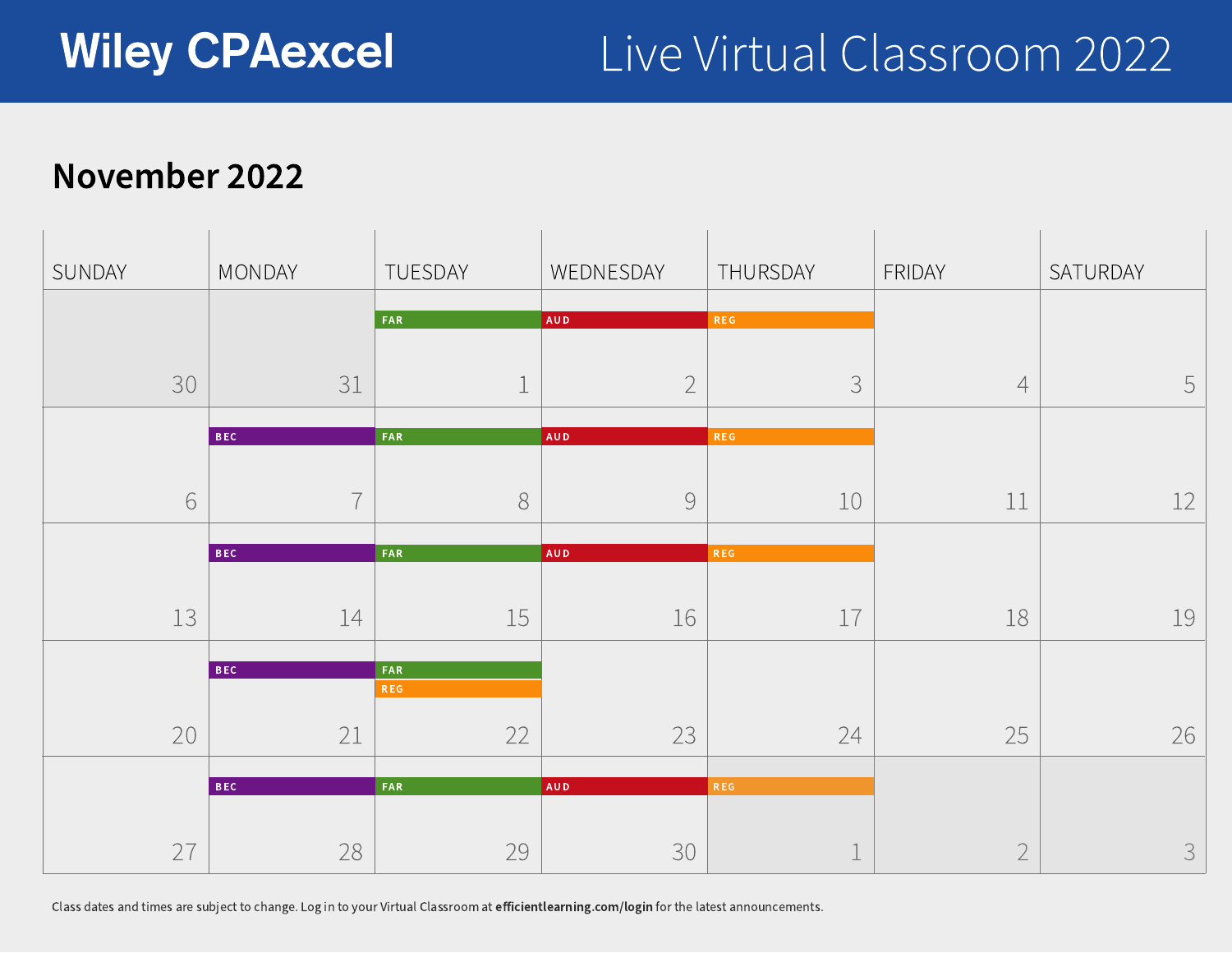# Wiley CPAexcel

## Live Virtual Classroom 2022

### November 2022

| SUNDAY | MONDAY | TUESDAY | WEDNESDAY | THURSDAY | FRIDAY | SATURDAY |
|---|---|---|---|---|---|---|
| 30 | 31 | FAR 1 | AUD 2 | REG 3 | 4 | 5 |
| 6 | BEC 7 | FAR 8 | AUD 9 | REG 10 | 11 | 12 |
| 13 | BEC 14 | FAR 15 | AUD 16 | REG 17 | 18 | 19 |
| 20 | BEC 21 | FAR REG 22 | 23 | 24 | 25 | 26 |
| 27 | BEC 28 | FAR 29 | AUD 30 | REG 1 | 2 | 3 |

Class dates and times are subject to change. Log in to your Virtual Classroom at **efficientlearning.com/login** for the latest announcements.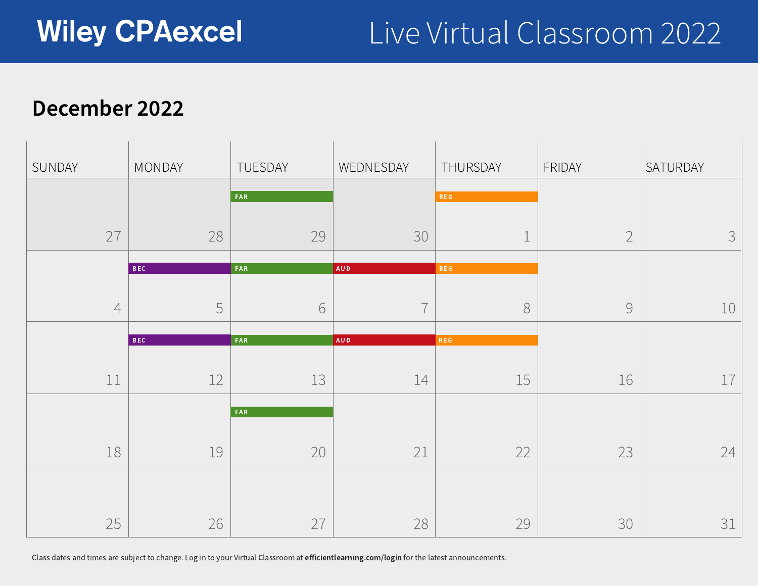# Wiley CPAexcel

# Live Virtual Classroom 2022

## December 2022

| SUNDAY | MONDAY | TUESDAY | WEDNESDAY | THURSDAY | FRIDAY | SATURDAY |
|---|---|---|---|---|---|---|
| 27 | 28 | FAR 29 | 30 | REG 1 | 2 | 3 |
| 4 | BEC 5 | FAR 6 | AUD 7 | REG 8 | 9 | 10 |
| 11 | BEC 12 | FAR 13 | AUD 14 | REG 15 | 16 | 17 |
| 18 | 19 | FAR 20 | 21 | 22 | 23 | 24 |
| 25 | 26 | 27 | 28 | 29 | 30 | 31 |

Class dates and times are subject to change. Log in to your Virtual Classroom at **efficientlearning.com/login** for the latest announcements.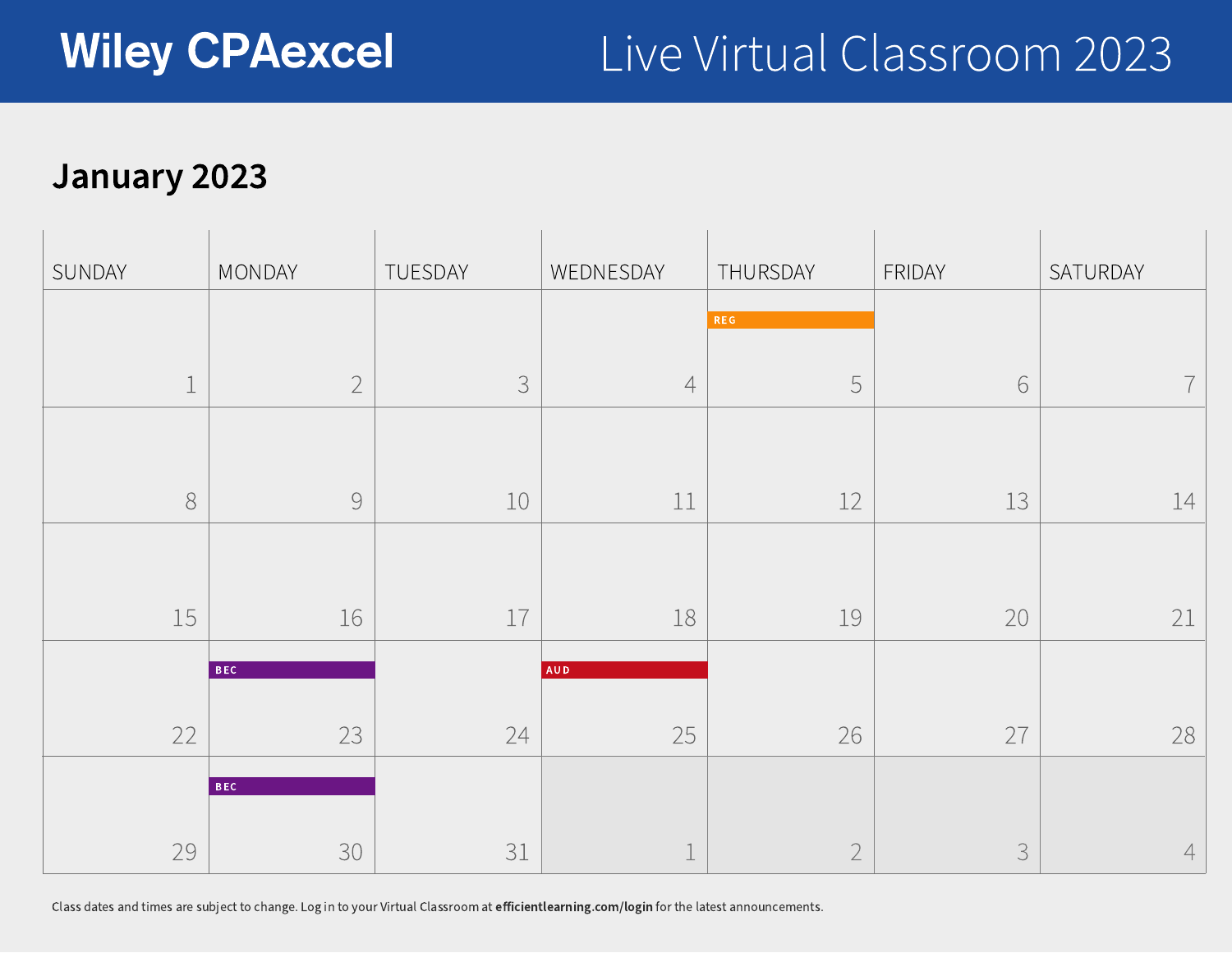# Wiley CPAexcel

Live Virtual Classroom 2023

## January 2023

| SUNDAY | MONDAY | TUESDAY | WEDNESDAY | THURSDAY | FRIDAY | SATURDAY |
|---|---|---|---|---|---|---|
| 1 | 2 | 3 | 4 | REG 5 | 6 | 7 |
| 8 | 9 | 10 | 11 | 12 | 13 | 14 |
| 15 | 16 | 17 | 18 | 19 | 20 | 21 |
| 22 | BEC 23 | 24 | AUD 25 | 26 | 27 | 28 |
| 29 | BEC 30 | 31 | 1 | 2 | 3 | 4 |

Class dates and times are subject to change. Log in to your Virtual Classroom at **efficientlearning.com/login** for the latest announcements.